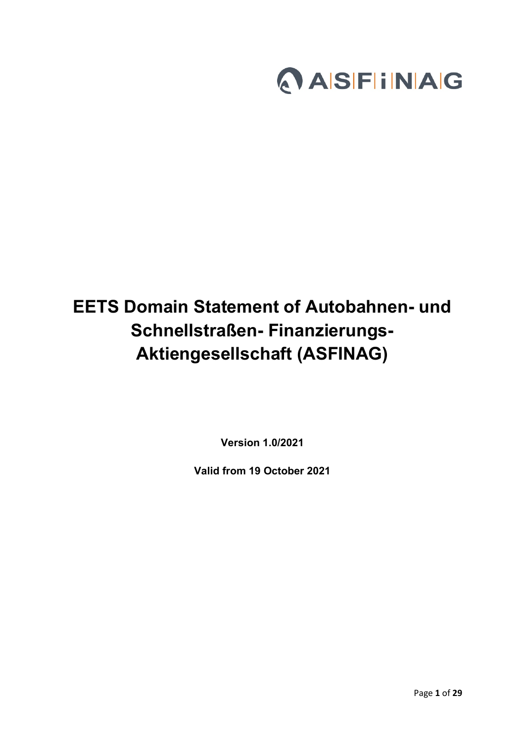ASFINAG

# EETS Domain Statement of Autobahnen- und Schnellstraßen- Finanzierungs-Aktiengesellschaft (ASFINAG)

**Version 1.0/2021**

**Valid from 19 October 2021**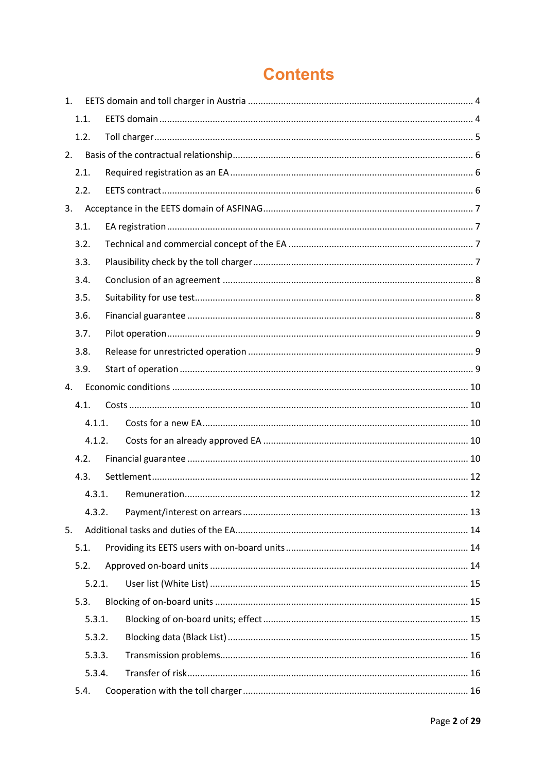# Contents

1. EETS domain and toll charger in Austria ........ 4
   - 1.1. EETS domain ........ 4
   - 1.2. Toll charger ........ 5
2. Basis of the contractual relationship ........ 6
   - 2.1. Required registration as an EA ........ 6
   - 2.2. EETS contract ........ 6
3. Acceptance in the EETS domain of ASFINAG ........ 7
   - 3.1. EA registration ........ 7
   - 3.2. Technical and commercial concept of the EA ........ 7
   - 3.3. Plausibility check by the toll charger ........ 7
   - 3.4. Conclusion of an agreement ........ 8
   - 3.5. Suitability for use test ........ 8
   - 3.6. Financial guarantee ........ 8
   - 3.7. Pilot operation ........ 9
   - 3.8. Release for unrestricted operation ........ 9
   - 3.9. Start of operation ........ 9
4. Economic conditions ........ 10
   - 4.1. Costs ........ 10
     - 4.1.1. Costs for a new EA ........ 10
     - 4.1.2. Costs for an already approved EA ........ 10
   - 4.2. Financial guarantee ........ 10
   - 4.3. Settlement ........ 12
     - 4.3.1. Remuneration ........ 12
     - 4.3.2. Payment/interest on arrears ........ 13
5. Additional tasks and duties of the EA ........ 14
   - 5.1. Providing its EETS users with on-board units ........ 14
   - 5.2. Approved on-board units ........ 14
     - 5.2.1. User list (White List) ........ 15
   - 5.3. Blocking of on-board units ........ 15
     - 5.3.1. Blocking of on-board units; effect ........ 15
     - 5.3.2. Blocking data (Black List) ........ 15
     - 5.3.3. Transmission problems ........ 16
     - 5.3.4. Transfer of risk ........ 16
   - 5.4. Cooperation with the toll charger ........ 16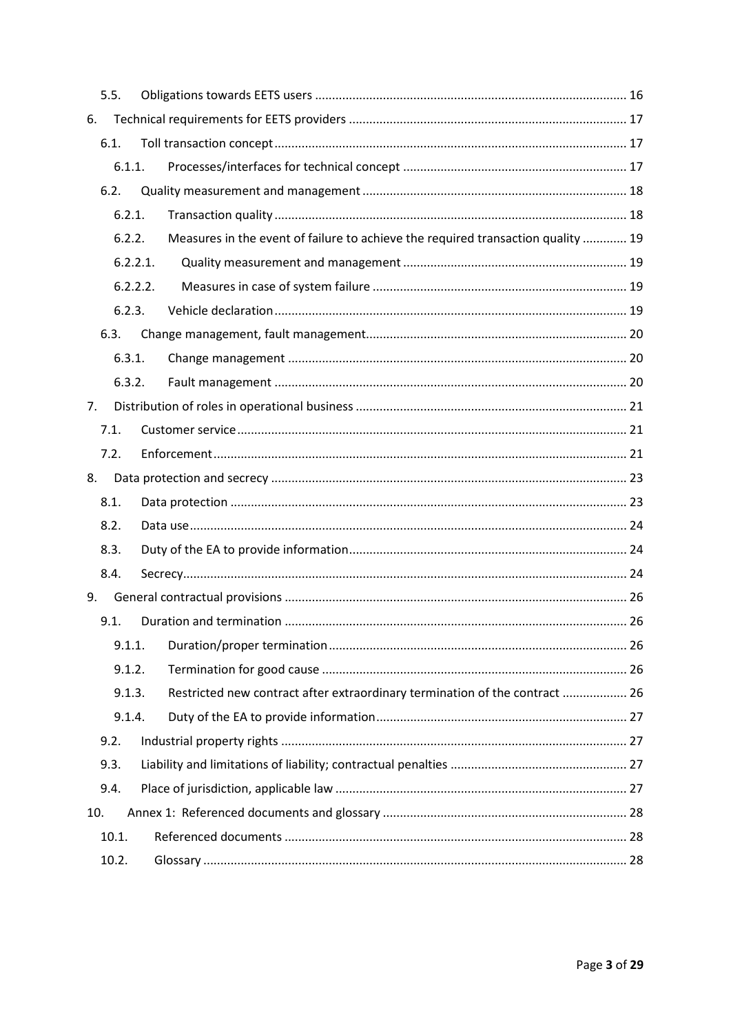5.5. Obligations towards EETS users ........................................................................................... 16

6. Technical requirements for EETS providers ................................................................................. 17

6.1. Toll transaction concept ...................................................................................................... 17

6.1.1. Processes/interfaces for technical concept ................................................................. 17

6.2. Quality measurement and management ............................................................................. 18

6.2.1. Transaction quality ....................................................................................................... 18

6.2.2. Measures in the event of failure to achieve the required transaction quality ............. 19

6.2.2.1. Quality measurement and management ................................................................. 19

6.2.2.2. Measures in case of system failure .......................................................................... 19

6.2.3. Vehicle declaration ....................................................................................................... 19

6.3. Change management, fault management ............................................................................ 20

6.3.1. Change management ................................................................................................... 20

6.3.2. Fault management ....................................................................................................... 20

7. Distribution of roles in operational business ............................................................................... 21

7.1. Customer service .................................................................................................................. 21

7.2. Enforcement ......................................................................................................................... 21

8. Data protection and secrecy ........................................................................................................ 23

8.1. Data protection .................................................................................................................... 23

8.2. Data use ................................................................................................................................ 24

8.3. Duty of the EA to provide information ................................................................................. 24

8.4. Secrecy .................................................................................................................................. 24

9. General contractual provisions .................................................................................................... 26

9.1. Duration and termination .................................................................................................... 26

9.1.1. Duration/proper termination ....................................................................................... 26

9.1.2. Termination for good cause ......................................................................................... 26

9.1.3. Restricted new contract after extraordinary termination of the contract ................... 26

9.1.4. Duty of the EA to provide information ......................................................................... 27

9.2. Industrial property rights ..................................................................................................... 27

9.3. Liability and limitations of liability; contractual penalties .................................................... 27

9.4. Place of jurisdiction, applicable law ..................................................................................... 27

10. Annex 1: Referenced documents and glossary ........................................................................ 28

10.1. Referenced documents .................................................................................................... 28

10.2. Glossary ............................................................................................................................ 28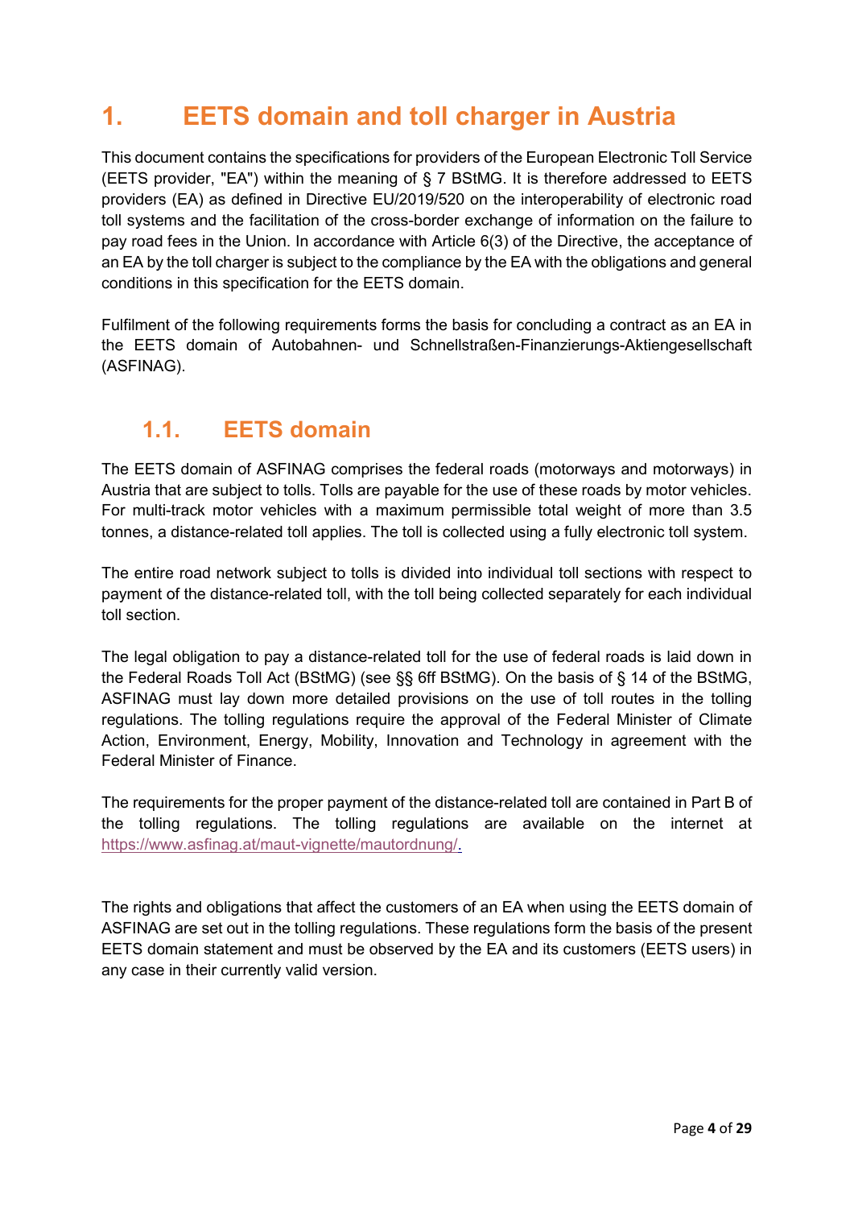# 1. EETS domain and toll charger in Austria

This document contains the specifications for providers of the European Electronic Toll Service (EETS provider, "EA") within the meaning of § 7 BStMG. It is therefore addressed to EETS providers (EA) as defined in Directive EU/2019/520 on the interoperability of electronic road toll systems and the facilitation of the cross-border exchange of information on the failure to pay road fees in the Union. In accordance with Article 6(3) of the Directive, the acceptance of an EA by the toll charger is subject to the compliance by the EA with the obligations and general conditions in this specification for the EETS domain.

Fulfilment of the following requirements forms the basis for concluding a contract as an EA in the EETS domain of Autobahnen- und Schnellstraßen-Finanzierungs-Aktiengesellschaft (ASFINAG).

## 1.1. EETS domain

The EETS domain of ASFINAG comprises the federal roads (motorways and motorways) in Austria that are subject to tolls. Tolls are payable for the use of these roads by motor vehicles. For multi-track motor vehicles with a maximum permissible total weight of more than 3.5 tonnes, a distance-related toll applies. The toll is collected using a fully electronic toll system.

The entire road network subject to tolls is divided into individual toll sections with respect to payment of the distance-related toll, with the toll being collected separately for each individual toll section.

The legal obligation to pay a distance-related toll for the use of federal roads is laid down in the Federal Roads Toll Act (BStMG) (see §§ 6ff BStMG). On the basis of § 14 of the BStMG, ASFINAG must lay down more detailed provisions on the use of toll routes in the tolling regulations. The tolling regulations require the approval of the Federal Minister of Climate Action, Environment, Energy, Mobility, Innovation and Technology in agreement with the Federal Minister of Finance.

The requirements for the proper payment of the distance-related toll are contained in Part B of the tolling regulations. The tolling regulations are available on the internet at https://www.asfinag.at/maut-vignette/mautordnung/.

The rights and obligations that affect the customers of an EA when using the EETS domain of ASFINAG are set out in the tolling regulations. These regulations form the basis of the present EETS domain statement and must be observed by the EA and its customers (EETS users) in any case in their currently valid version.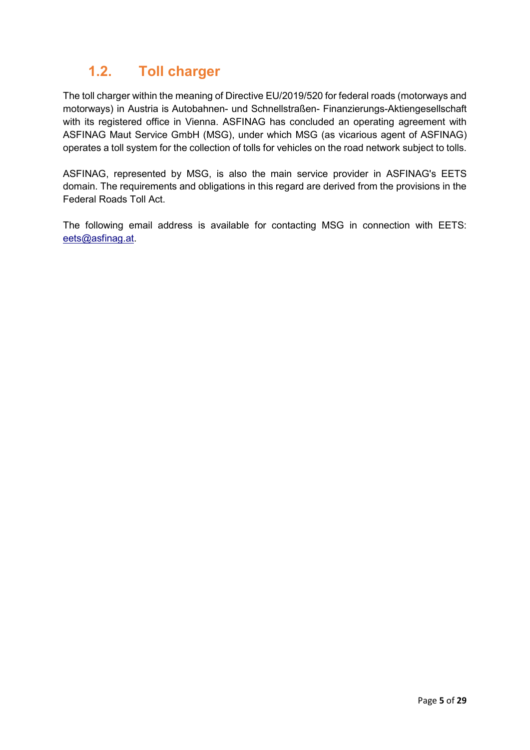## 1.2. Toll charger

The toll charger within the meaning of Directive EU/2019/520 for federal roads (motorways and motorways) in Austria is Autobahnen- und Schnellstraßen- Finanzierungs-Aktiengesellschaft with its registered office in Vienna. ASFINAG has concluded an operating agreement with ASFINAG Maut Service GmbH (MSG), under which MSG (as vicarious agent of ASFINAG) operates a toll system for the collection of tolls for vehicles on the road network subject to tolls.

ASFINAG, represented by MSG, is also the main service provider in ASFINAG's EETS domain. The requirements and obligations in this regard are derived from the provisions in the Federal Roads Toll Act.

The following email address is available for contacting MSG in connection with EETS: eets@asfinag.at.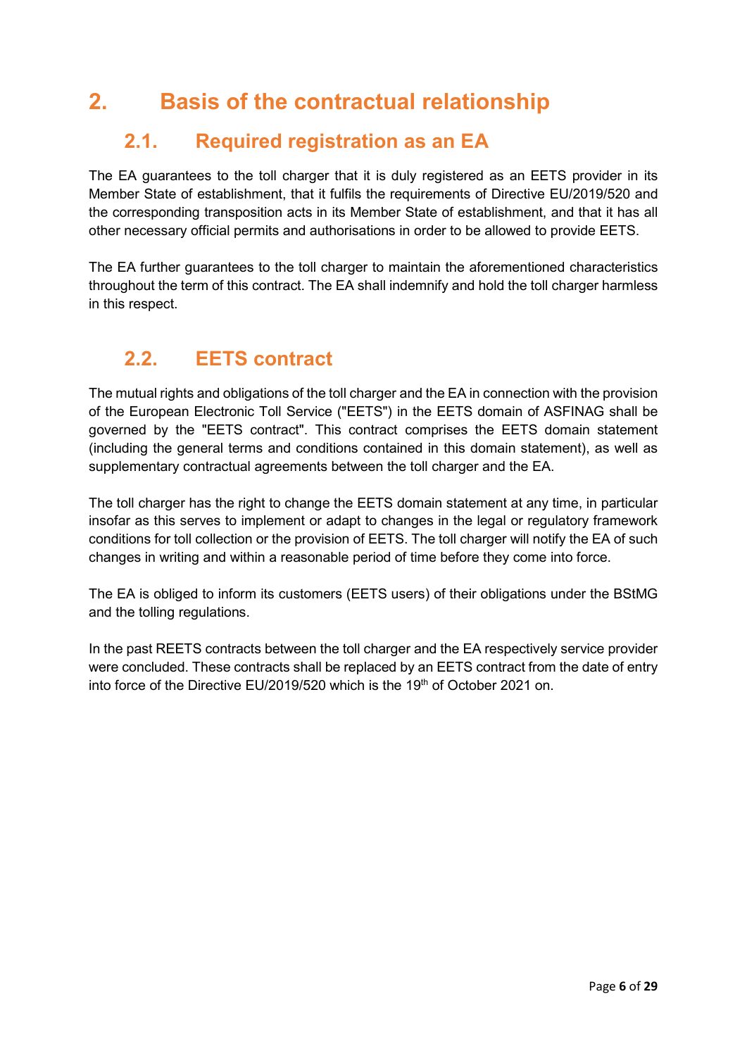# 2. Basis of the contractual relationship

## 2.1. Required registration as an EA

The EA guarantees to the toll charger that it is duly registered as an EETS provider in its Member State of establishment, that it fulfils the requirements of Directive EU/2019/520 and the corresponding transposition acts in its Member State of establishment, and that it has all other necessary official permits and authorisations in order to be allowed to provide EETS.

The EA further guarantees to the toll charger to maintain the aforementioned characteristics throughout the term of this contract. The EA shall indemnify and hold the toll charger harmless in this respect.

## 2.2. EETS contract

The mutual rights and obligations of the toll charger and the EA in connection with the provision of the European Electronic Toll Service ("EETS") in the EETS domain of ASFINAG shall be governed by the "EETS contract". This contract comprises the EETS domain statement (including the general terms and conditions contained in this domain statement), as well as supplementary contractual agreements between the toll charger and the EA.

The toll charger has the right to change the EETS domain statement at any time, in particular insofar as this serves to implement or adapt to changes in the legal or regulatory framework conditions for toll collection or the provision of EETS. The toll charger will notify the EA of such changes in writing and within a reasonable period of time before they come into force.

The EA is obliged to inform its customers (EETS users) of their obligations under the BStMG and the tolling regulations.

In the past REETS contracts between the toll charger and the EA respectively service provider were concluded. These contracts shall be replaced by an EETS contract from the date of entry into force of the Directive EU/2019/520 which is the 19th of October 2021 on.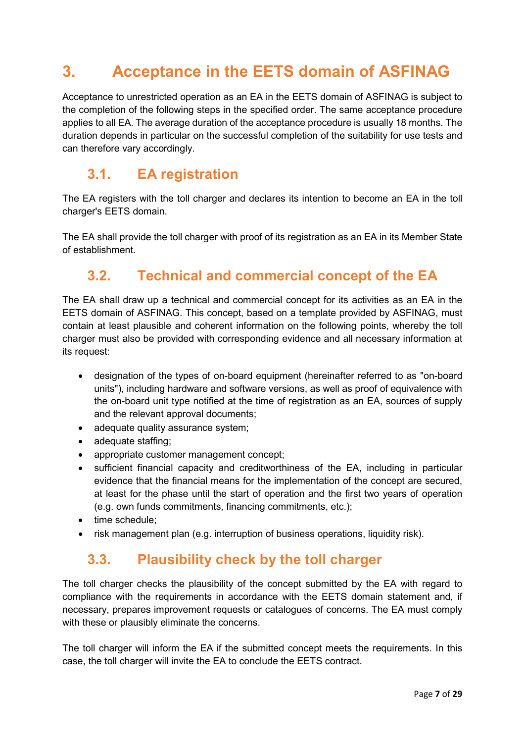# 3. Acceptance in the EETS domain of ASFINAG

Acceptance to unrestricted operation as an EA in the EETS domain of ASFINAG is subject to the completion of the following steps in the specified order. The same acceptance procedure applies to all EA. The average duration of the acceptance procedure is usually 18 months. The duration depends in particular on the successful completion of the suitability for use tests and can therefore vary accordingly.

## 3.1. EA registration

The EA registers with the toll charger and declares its intention to become an EA in the toll charger's EETS domain.

The EA shall provide the toll charger with proof of its registration as an EA in its Member State of establishment.

## 3.2. Technical and commercial concept of the EA

The EA shall draw up a technical and commercial concept for its activities as an EA in the EETS domain of ASFINAG. This concept, based on a template provided by ASFINAG, must contain at least plausible and coherent information on the following points, whereby the toll charger must also be provided with corresponding evidence and all necessary information at its request:

- designation of the types of on-board equipment (hereinafter referred to as "on-board units"), including hardware and software versions, as well as proof of equivalence with the on-board unit type notified at the time of registration as an EA, sources of supply and the relevant approval documents;
- adequate quality assurance system;
- adequate staffing;
- appropriate customer management concept;
- sufficient financial capacity and creditworthiness of the EA, including in particular evidence that the financial means for the implementation of the concept are secured, at least for the phase until the start of operation and the first two years of operation (e.g. own funds commitments, financing commitments, etc.);
- time schedule;
- risk management plan (e.g. interruption of business operations, liquidity risk).

## 3.3. Plausibility check by the toll charger

The toll charger checks the plausibility of the concept submitted by the EA with regard to compliance with the requirements in accordance with the EETS domain statement and, if necessary, prepares improvement requests or catalogues of concerns. The EA must comply with these or plausibly eliminate the concerns.

The toll charger will inform the EA if the submitted concept meets the requirements. In this case, the toll charger will invite the EA to conclude the EETS contract.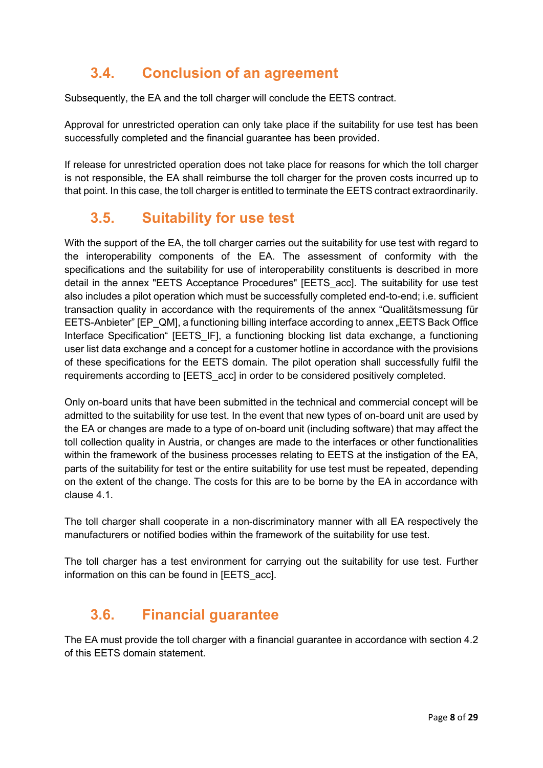## 3.4. Conclusion of an agreement

Subsequently, the EA and the toll charger will conclude the EETS contract.

Approval for unrestricted operation can only take place if the suitability for use test has been successfully completed and the financial guarantee has been provided.

If release for unrestricted operation does not take place for reasons for which the toll charger is not responsible, the EA shall reimburse the toll charger for the proven costs incurred up to that point. In this case, the toll charger is entitled to terminate the EETS contract extraordinarily.

## 3.5. Suitability for use test

With the support of the EA, the toll charger carries out the suitability for use test with regard to the interoperability components of the EA. The assessment of conformity with the specifications and the suitability for use of interoperability constituents is described in more detail in the annex "EETS Acceptance Procedures" [EETS_acc]. The suitability for use test also includes a pilot operation which must be successfully completed end-to-end; i.e. sufficient transaction quality in accordance with the requirements of the annex "Qualitätsmessung für EETS-Anbieter" [EP_QM], a functioning billing interface according to annex „EETS Back Office Interface Specification" [EETS_IF], a functioning blocking list data exchange, a functioning user list data exchange and a concept for a customer hotline in accordance with the provisions of these specifications for the EETS domain. The pilot operation shall successfully fulfil the requirements according to [EETS_acc] in order to be considered positively completed.

Only on-board units that have been submitted in the technical and commercial concept will be admitted to the suitability for use test. In the event that new types of on-board unit are used by the EA or changes are made to a type of on-board unit (including software) that may affect the toll collection quality in Austria, or changes are made to the interfaces or other functionalities within the framework of the business processes relating to EETS at the instigation of the EA, parts of the suitability for test or the entire suitability for use test must be repeated, depending on the extent of the change. The costs for this are to be borne by the EA in accordance with clause 4.1.

The toll charger shall cooperate in a non-discriminatory manner with all EA respectively the manufacturers or notified bodies within the framework of the suitability for use test.

The toll charger has a test environment for carrying out the suitability for use test. Further information on this can be found in [EETS_acc].

## 3.6. Financial guarantee

The EA must provide the toll charger with a financial guarantee in accordance with section 4.2 of this EETS domain statement.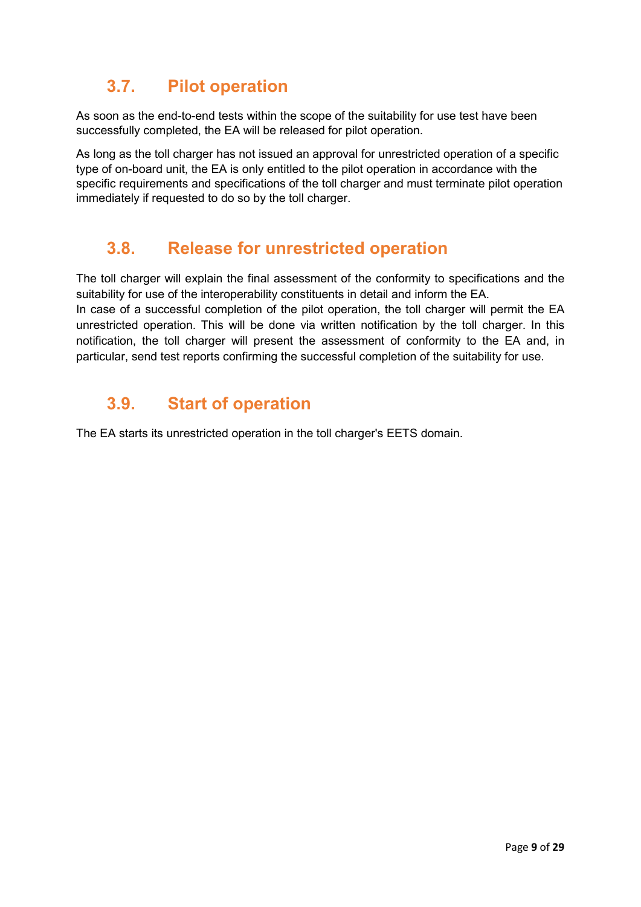## 3.7. Pilot operation

As soon as the end-to-end tests within the scope of the suitability for use test have been successfully completed, the EA will be released for pilot operation.

As long as the toll charger has not issued an approval for unrestricted operation of a specific type of on-board unit, the EA is only entitled to the pilot operation in accordance with the specific requirements and specifications of the toll charger and must terminate pilot operation immediately if requested to do so by the toll charger.

## 3.8. Release for unrestricted operation

The toll charger will explain the final assessment of the conformity to specifications and the suitability for use of the interoperability constituents in detail and inform the EA.
In case of a successful completion of the pilot operation, the toll charger will permit the EA unrestricted operation. This will be done via written notification by the toll charger. In this notification, the toll charger will present the assessment of conformity to the EA and, in particular, send test reports confirming the successful completion of the suitability for use.

## 3.9. Start of operation

The EA starts its unrestricted operation in the toll charger's EETS domain.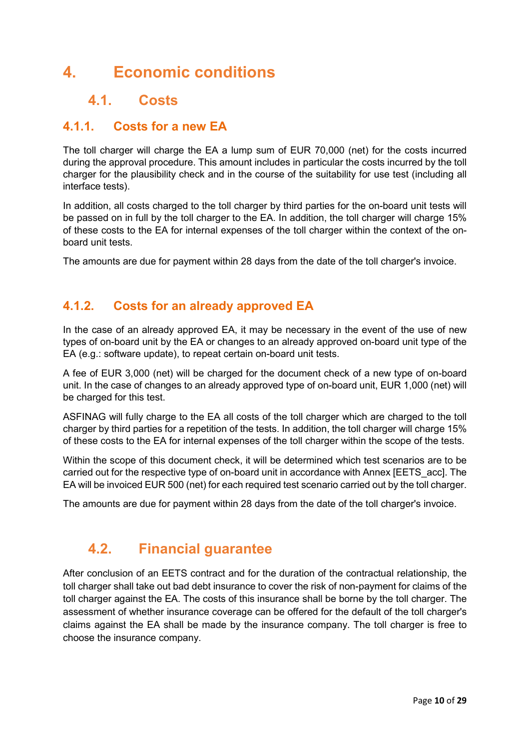# 4. Economic conditions

## 4.1. Costs

### 4.1.1. Costs for a new EA

The toll charger will charge the EA a lump sum of EUR 70,000 (net) for the costs incurred during the approval procedure. This amount includes in particular the costs incurred by the toll charger for the plausibility check and in the course of the suitability for use test (including all interface tests).

In addition, all costs charged to the toll charger by third parties for the on-board unit tests will be passed on in full by the toll charger to the EA. In addition, the toll charger will charge 15% of these costs to the EA for internal expenses of the toll charger within the context of the on-board unit tests.

The amounts are due for payment within 28 days from the date of the toll charger's invoice.

### 4.1.2. Costs for an already approved EA

In the case of an already approved EA, it may be necessary in the event of the use of new types of on-board unit by the EA or changes to an already approved on-board unit type of the EA (e.g.: software update), to repeat certain on-board unit tests.

A fee of EUR 3,000 (net) will be charged for the document check of a new type of on-board unit. In the case of changes to an already approved type of on-board unit, EUR 1,000 (net) will be charged for this test.

ASFINAG will fully charge to the EA all costs of the toll charger which are charged to the toll charger by third parties for a repetition of the tests. In addition, the toll charger will charge 15% of these costs to the EA for internal expenses of the toll charger within the scope of the tests.

Within the scope of this document check, it will be determined which test scenarios are to be carried out for the respective type of on-board unit in accordance with Annex [EETS_acc]. The EA will be invoiced EUR 500 (net) for each required test scenario carried out by the toll charger.

The amounts are due for payment within 28 days from the date of the toll charger's invoice.

## 4.2. Financial guarantee

After conclusion of an EETS contract and for the duration of the contractual relationship, the toll charger shall take out bad debt insurance to cover the risk of non-payment for claims of the toll charger against the EA. The costs of this insurance shall be borne by the toll charger. The assessment of whether insurance coverage can be offered for the default of the toll charger's claims against the EA shall be made by the insurance company. The toll charger is free to choose the insurance company.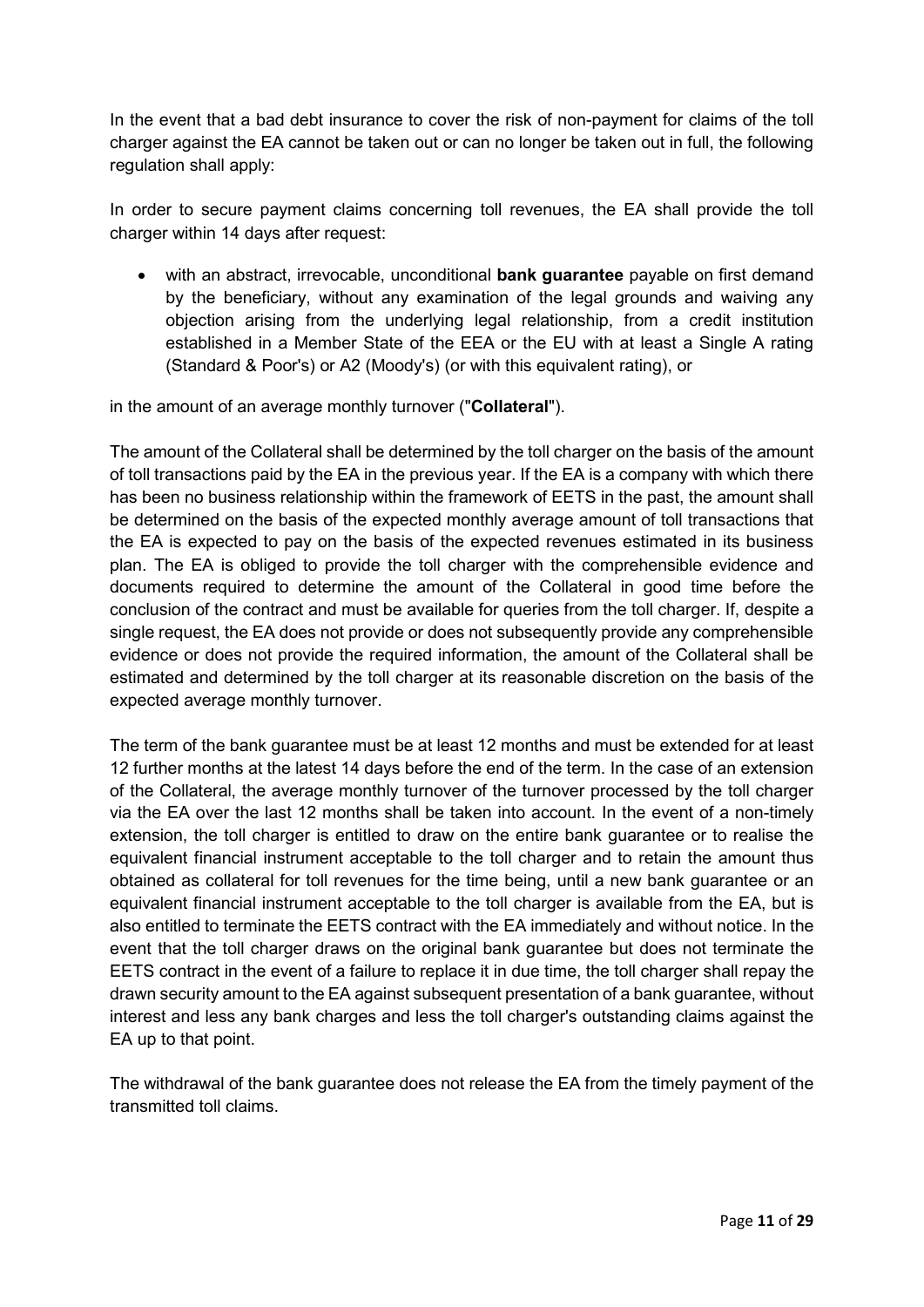In the event that a bad debt insurance to cover the risk of non-payment for claims of the toll charger against the EA cannot be taken out or can no longer be taken out in full, the following regulation shall apply:

In order to secure payment claims concerning toll revenues, the EA shall provide the toll charger within 14 days after request:

- with an abstract, irrevocable, unconditional **bank guarantee** payable on first demand by the beneficiary, without any examination of the legal grounds and waiving any objection arising from the underlying legal relationship, from a credit institution established in a Member State of the EEA or the EU with at least a Single A rating (Standard & Poor's) or A2 (Moody's) (or with this equivalent rating), or

in the amount of an average monthly turnover ("**Collateral**").

The amount of the Collateral shall be determined by the toll charger on the basis of the amount of toll transactions paid by the EA in the previous year. If the EA is a company with which there has been no business relationship within the framework of EETS in the past, the amount shall be determined on the basis of the expected monthly average amount of toll transactions that the EA is expected to pay on the basis of the expected revenues estimated in its business plan. The EA is obliged to provide the toll charger with the comprehensible evidence and documents required to determine the amount of the Collateral in good time before the conclusion of the contract and must be available for queries from the toll charger. If, despite a single request, the EA does not provide or does not subsequently provide any comprehensible evidence or does not provide the required information, the amount of the Collateral shall be estimated and determined by the toll charger at its reasonable discretion on the basis of the expected average monthly turnover.

The term of the bank guarantee must be at least 12 months and must be extended for at least 12 further months at the latest 14 days before the end of the term. In the case of an extension of the Collateral, the average monthly turnover of the turnover processed by the toll charger via the EA over the last 12 months shall be taken into account. In the event of a non-timely extension, the toll charger is entitled to draw on the entire bank guarantee or to realise the equivalent financial instrument acceptable to the toll charger and to retain the amount thus obtained as collateral for toll revenues for the time being, until a new bank guarantee or an equivalent financial instrument acceptable to the toll charger is available from the EA, but is also entitled to terminate the EETS contract with the EA immediately and without notice. In the event that the toll charger draws on the original bank guarantee but does not terminate the EETS contract in the event of a failure to replace it in due time, the toll charger shall repay the drawn security amount to the EA against subsequent presentation of a bank guarantee, without interest and less any bank charges and less the toll charger's outstanding claims against the EA up to that point.

The withdrawal of the bank guarantee does not release the EA from the timely payment of the transmitted toll claims.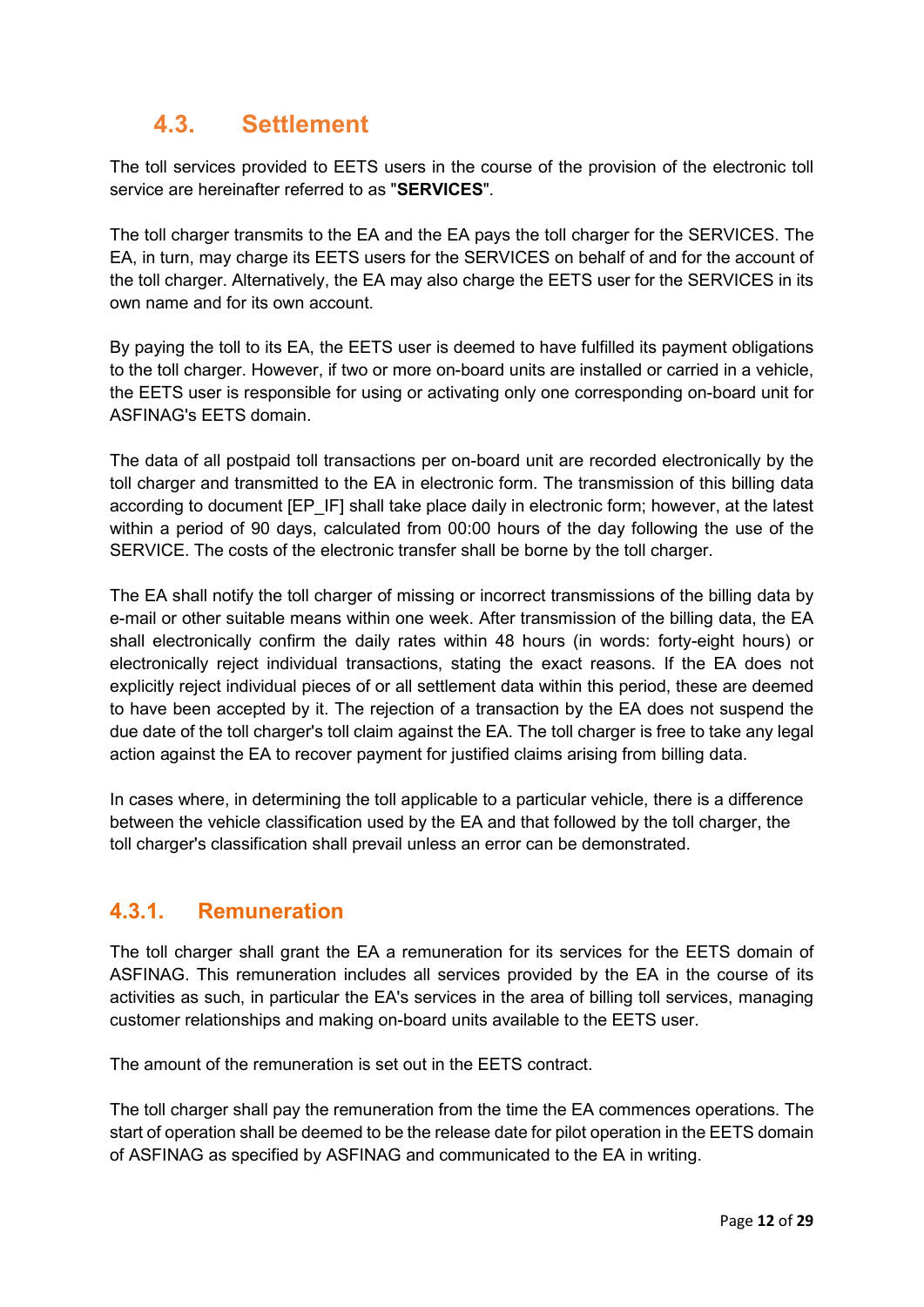## 4.3. Settlement

The toll services provided to EETS users in the course of the provision of the electronic toll service are hereinafter referred to as "**SERVICES**".

The toll charger transmits to the EA and the EA pays the toll charger for the SERVICES. The EA, in turn, may charge its EETS users for the SERVICES on behalf of and for the account of the toll charger. Alternatively, the EA may also charge the EETS user for the SERVICES in its own name and for its own account.

By paying the toll to its EA, the EETS user is deemed to have fulfilled its payment obligations to the toll charger. However, if two or more on-board units are installed or carried in a vehicle, the EETS user is responsible for using or activating only one corresponding on-board unit for ASFINAG's EETS domain.

The data of all postpaid toll transactions per on-board unit are recorded electronically by the toll charger and transmitted to the EA in electronic form. The transmission of this billing data according to document [EP_IF] shall take place daily in electronic form; however, at the latest within a period of 90 days, calculated from 00:00 hours of the day following the use of the SERVICE. The costs of the electronic transfer shall be borne by the toll charger.

The EA shall notify the toll charger of missing or incorrect transmissions of the billing data by e-mail or other suitable means within one week. After transmission of the billing data, the EA shall electronically confirm the daily rates within 48 hours (in words: forty-eight hours) or electronically reject individual transactions, stating the exact reasons. If the EA does not explicitly reject individual pieces of or all settlement data within this period, these are deemed to have been accepted by it. The rejection of a transaction by the EA does not suspend the due date of the toll charger's toll claim against the EA. The toll charger is free to take any legal action against the EA to recover payment for justified claims arising from billing data.

In cases where, in determining the toll applicable to a particular vehicle, there is a difference between the vehicle classification used by the EA and that followed by the toll charger, the toll charger's classification shall prevail unless an error can be demonstrated.

### 4.3.1. Remuneration

The toll charger shall grant the EA a remuneration for its services for the EETS domain of ASFINAG. This remuneration includes all services provided by the EA in the course of its activities as such, in particular the EA's services in the area of billing toll services, managing customer relationships and making on-board units available to the EETS user.

The amount of the remuneration is set out in the EETS contract.

The toll charger shall pay the remuneration from the time the EA commences operations. The start of operation shall be deemed to be the release date for pilot operation in the EETS domain of ASFINAG as specified by ASFINAG and communicated to the EA in writing.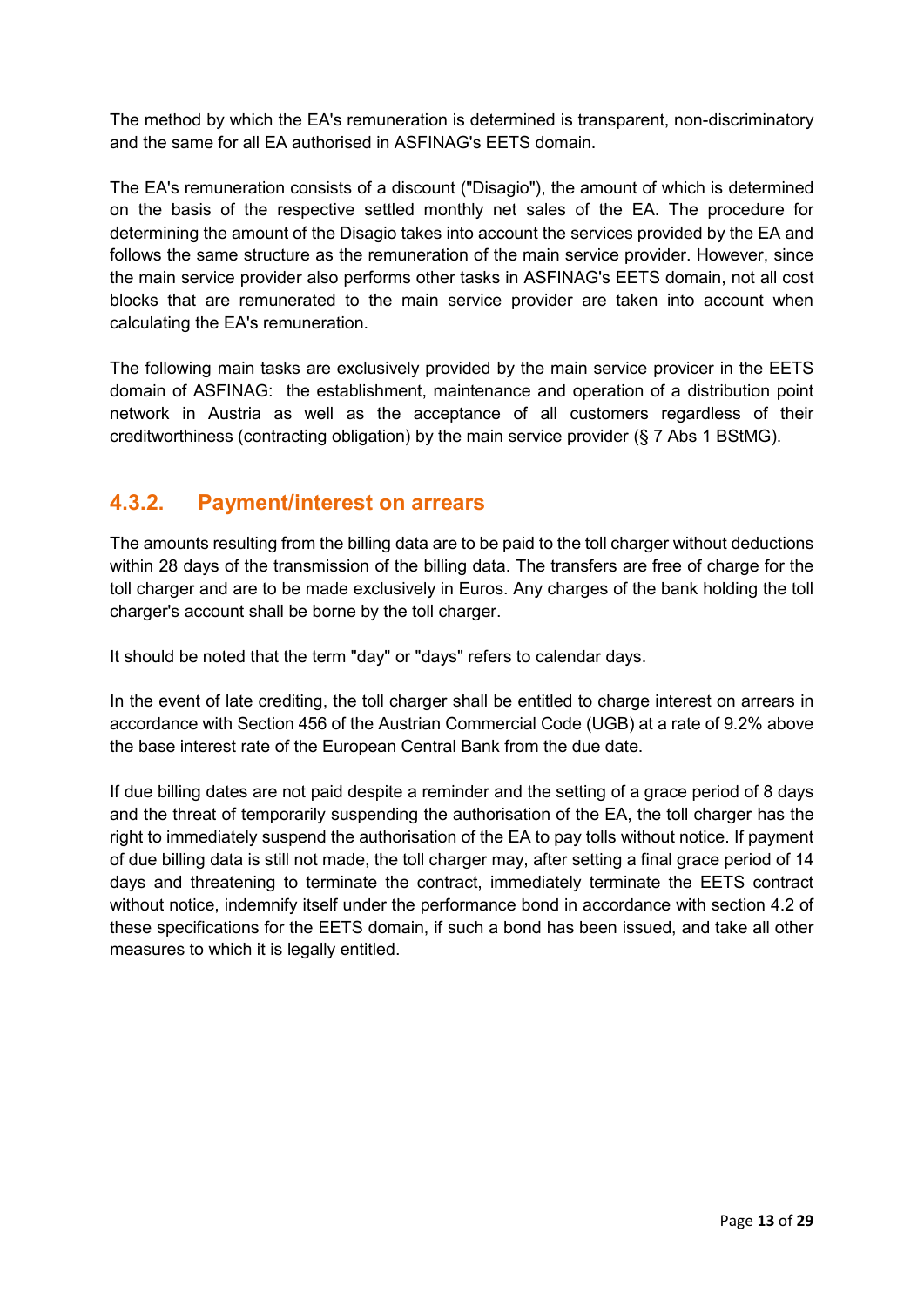The method by which the EA's remuneration is determined is transparent, non-discriminatory and the same for all EA authorised in ASFINAG's EETS domain.

The EA's remuneration consists of a discount ("Disagio"), the amount of which is determined on the basis of the respective settled monthly net sales of the EA. The procedure for determining the amount of the Disagio takes into account the services provided by the EA and follows the same structure as the remuneration of the main service provider. However, since the main service provider also performs other tasks in ASFINAG's EETS domain, not all cost blocks that are remunerated to the main service provider are taken into account when calculating the EA's remuneration.

The following main tasks are exclusively provided by the main service provicer in the EETS domain of ASFINAG: the establishment, maintenance and operation of a distribution point network in Austria as well as the acceptance of all customers regardless of their creditworthiness (contracting obligation) by the main service provider (§ 7 Abs 1 BStMG).

### 4.3.2. Payment/interest on arrears

The amounts resulting from the billing data are to be paid to the toll charger without deductions within 28 days of the transmission of the billing data. The transfers are free of charge for the toll charger and are to be made exclusively in Euros. Any charges of the bank holding the toll charger's account shall be borne by the toll charger.

It should be noted that the term "day" or "days" refers to calendar days.

In the event of late crediting, the toll charger shall be entitled to charge interest on arrears in accordance with Section 456 of the Austrian Commercial Code (UGB) at a rate of 9.2% above the base interest rate of the European Central Bank from the due date.

If due billing dates are not paid despite a reminder and the setting of a grace period of 8 days and the threat of temporarily suspending the authorisation of the EA, the toll charger has the right to immediately suspend the authorisation of the EA to pay tolls without notice. If payment of due billing data is still not made, the toll charger may, after setting a final grace period of 14 days and threatening to terminate the contract, immediately terminate the EETS contract without notice, indemnify itself under the performance bond in accordance with section 4.2 of these specifications for the EETS domain, if such a bond has been issued, and take all other measures to which it is legally entitled.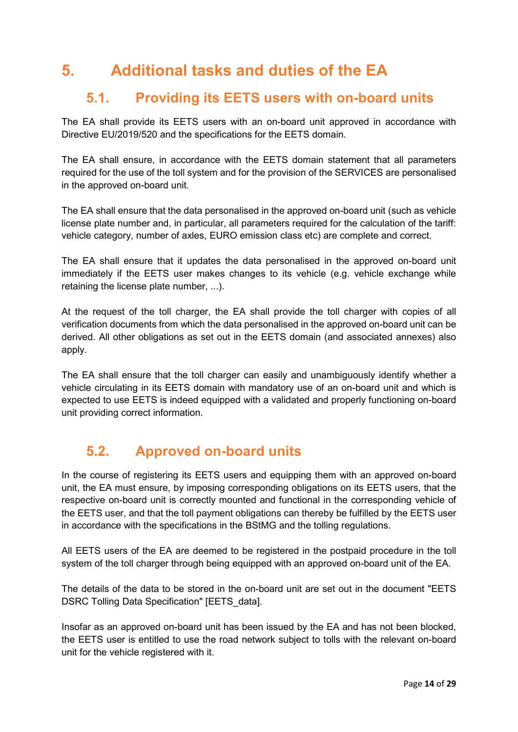# 5. Additional tasks and duties of the EA

## 5.1. Providing its EETS users with on-board units

The EA shall provide its EETS users with an on-board unit approved in accordance with Directive EU/2019/520 and the specifications for the EETS domain.

The EA shall ensure, in accordance with the EETS domain statement that all parameters required for the use of the toll system and for the provision of the SERVICES are personalised in the approved on-board unit.

The EA shall ensure that the data personalised in the approved on-board unit (such as vehicle license plate number and, in particular, all parameters required for the calculation of the tariff: vehicle category, number of axles, EURO emission class etc) are complete and correct.

The EA shall ensure that it updates the data personalised in the approved on-board unit immediately if the EETS user makes changes to its vehicle (e.g. vehicle exchange while retaining the license plate number, ...).

At the request of the toll charger, the EA shall provide the toll charger with copies of all verification documents from which the data personalised in the approved on-board unit can be derived. All other obligations as set out in the EETS domain (and associated annexes) also apply.

The EA shall ensure that the toll charger can easily and unambiguously identify whether a vehicle circulating in its EETS domain with mandatory use of an on-board unit and which is expected to use EETS is indeed equipped with a validated and properly functioning on-board unit providing correct information.

## 5.2. Approved on-board units

In the course of registering its EETS users and equipping them with an approved on-board unit, the EA must ensure, by imposing corresponding obligations on its EETS users, that the respective on-board unit is correctly mounted and functional in the corresponding vehicle of the EETS user, and that the toll payment obligations can thereby be fulfilled by the EETS user in accordance with the specifications in the BStMG and the tolling regulations.

All EETS users of the EA are deemed to be registered in the postpaid procedure in the toll system of the toll charger through being equipped with an approved on-board unit of the EA.

The details of the data to be stored in the on-board unit are set out in the document "EETS DSRC Tolling Data Specification" [EETS_data].

Insofar as an approved on-board unit has been issued by the EA and has not been blocked, the EETS user is entitled to use the road network subject to tolls with the relevant on-board unit for the vehicle registered with it.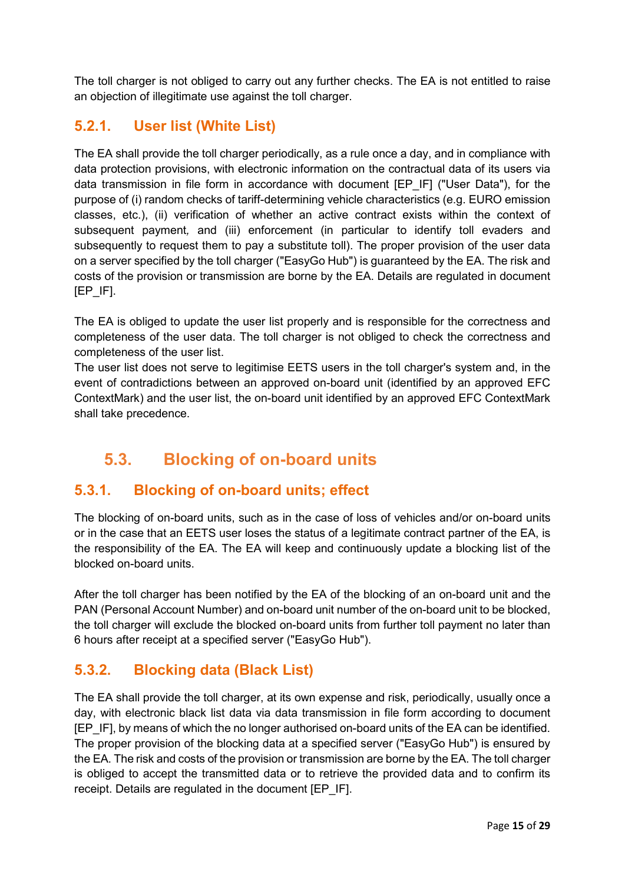The toll charger is not obliged to carry out any further checks. The EA is not entitled to raise an objection of illegitimate use against the toll charger.

### 5.2.1. User list (White List)

The EA shall provide the toll charger periodically, as a rule once a day, and in compliance with data protection provisions, with electronic information on the contractual data of its users via data transmission in file form in accordance with document [EP_IF] ("User Data"), for the purpose of (i) random checks of tariff-determining vehicle characteristics (e.g. EURO emission classes, etc.), (ii) verification of whether an active contract exists within the context of subsequent payment, and (iii) enforcement (in particular to identify toll evaders and subsequently to request them to pay a substitute toll). The proper provision of the user data on a server specified by the toll charger ("EasyGo Hub") is guaranteed by the EA. The risk and costs of the provision or transmission are borne by the EA. Details are regulated in document [EP_IF].

The EA is obliged to update the user list properly and is responsible for the correctness and completeness of the user data. The toll charger is not obliged to check the correctness and completeness of the user list.

The user list does not serve to legitimise EETS users in the toll charger's system and, in the event of contradictions between an approved on-board unit (identified by an approved EFC ContextMark) and the user list, the on-board unit identified by an approved EFC ContextMark shall take precedence.

## 5.3. Blocking of on-board units

### 5.3.1. Blocking of on-board units; effect

The blocking of on-board units, such as in the case of loss of vehicles and/or on-board units or in the case that an EETS user loses the status of a legitimate contract partner of the EA, is the responsibility of the EA. The EA will keep and continuously update a blocking list of the blocked on-board units.

After the toll charger has been notified by the EA of the blocking of an on-board unit and the PAN (Personal Account Number) and on-board unit number of the on-board unit to be blocked, the toll charger will exclude the blocked on-board units from further toll payment no later than 6 hours after receipt at a specified server ("EasyGo Hub").

### 5.3.2. Blocking data (Black List)

The EA shall provide the toll charger, at its own expense and risk, periodically, usually once a day, with electronic black list data via data transmission in file form according to document [EP_IF], by means of which the no longer authorised on-board units of the EA can be identified. The proper provision of the blocking data at a specified server ("EasyGo Hub") is ensured by the EA. The risk and costs of the provision or transmission are borne by the EA. The toll charger is obliged to accept the transmitted data or to retrieve the provided data and to confirm its receipt. Details are regulated in the document [EP_IF].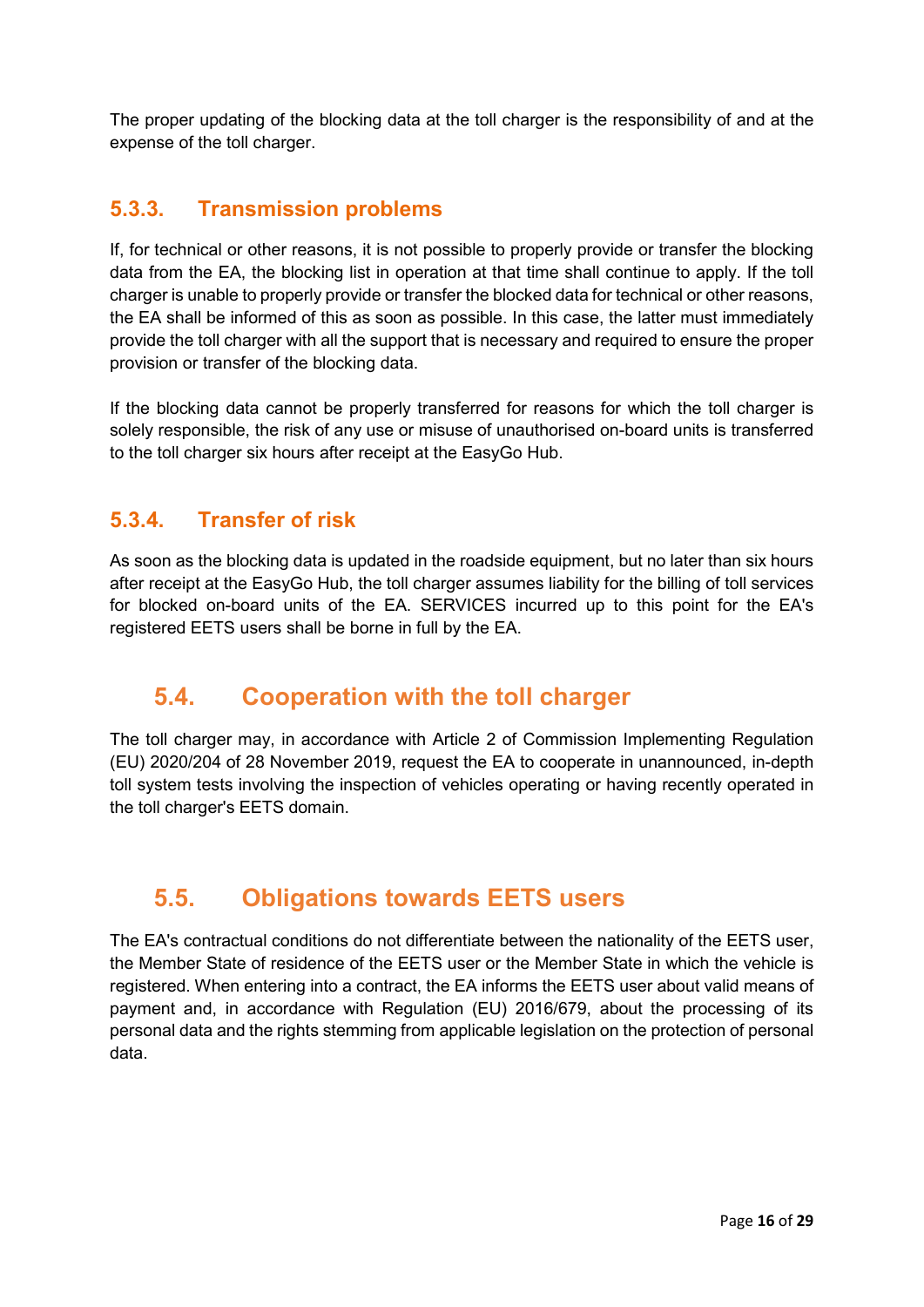The proper updating of the blocking data at the toll charger is the responsibility of and at the expense of the toll charger.

### 5.3.3. Transmission problems

If, for technical or other reasons, it is not possible to properly provide or transfer the blocking data from the EA, the blocking list in operation at that time shall continue to apply. If the toll charger is unable to properly provide or transfer the blocked data for technical or other reasons, the EA shall be informed of this as soon as possible. In this case, the latter must immediately provide the toll charger with all the support that is necessary and required to ensure the proper provision or transfer of the blocking data.

If the blocking data cannot be properly transferred for reasons for which the toll charger is solely responsible, the risk of any use or misuse of unauthorised on-board units is transferred to the toll charger six hours after receipt at the EasyGo Hub.

### 5.3.4. Transfer of risk

As soon as the blocking data is updated in the roadside equipment, but no later than six hours after receipt at the EasyGo Hub, the toll charger assumes liability for the billing of toll services for blocked on-board units of the EA. SERVICES incurred up to this point for the EA's registered EETS users shall be borne in full by the EA.

## 5.4. Cooperation with the toll charger

The toll charger may, in accordance with Article 2 of Commission Implementing Regulation (EU) 2020/204 of 28 November 2019, request the EA to cooperate in unannounced, in-depth toll system tests involving the inspection of vehicles operating or having recently operated in the toll charger's EETS domain.

## 5.5. Obligations towards EETS users

The EA's contractual conditions do not differentiate between the nationality of the EETS user, the Member State of residence of the EETS user or the Member State in which the vehicle is registered. When entering into a contract, the EA informs the EETS user about valid means of payment and, in accordance with Regulation (EU) 2016/679, about the processing of its personal data and the rights stemming from applicable legislation on the protection of personal data.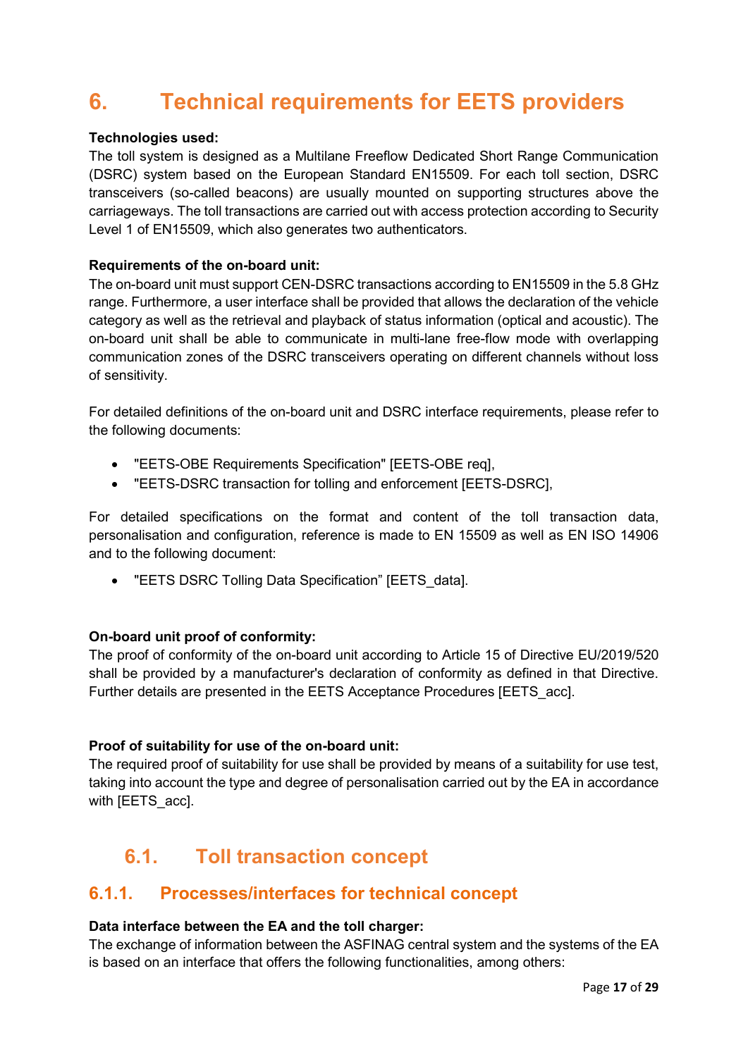# 6. Technical requirements for EETS providers

**Technologies used:**
The toll system is designed as a Multilane Freeflow Dedicated Short Range Communication (DSRC) system based on the European Standard EN15509. For each toll section, DSRC transceivers (so-called beacons) are usually mounted on supporting structures above the carriageways. The toll transactions are carried out with access protection according to Security Level 1 of EN15509, which also generates two authenticators.

**Requirements of the on-board unit:**
The on-board unit must support CEN-DSRC transactions according to EN15509 in the 5.8 GHz range. Furthermore, a user interface shall be provided that allows the declaration of the vehicle category as well as the retrieval and playback of status information (optical and acoustic). The on-board unit shall be able to communicate in multi-lane free-flow mode with overlapping communication zones of the DSRC transceivers operating on different channels without loss of sensitivity.

For detailed definitions of the on-board unit and DSRC interface requirements, please refer to the following documents:

- "EETS-OBE Requirements Specification" [EETS-OBE req],
- "EETS-DSRC transaction for tolling and enforcement [EETS-DSRC],

For detailed specifications on the format and content of the toll transaction data, personalisation and configuration, reference is made to EN 15509 as well as EN ISO 14906 and to the following document:

- "EETS DSRC Tolling Data Specification" [EETS_data].

**On-board unit proof of conformity:**
The proof of conformity of the on-board unit according to Article 15 of Directive EU/2019/520 shall be provided by a manufacturer's declaration of conformity as defined in that Directive. Further details are presented in the EETS Acceptance Procedures [EETS_acc].

**Proof of suitability for use of the on-board unit:**
The required proof of suitability for use shall be provided by means of a suitability for use test, taking into account the type and degree of personalisation carried out by the EA in accordance with [EETS_acc].

## 6.1. Toll transaction concept

### 6.1.1. Processes/interfaces for technical concept

**Data interface between the EA and the toll charger:**
The exchange of information between the ASFINAG central system and the systems of the EA is based on an interface that offers the following functionalities, among others: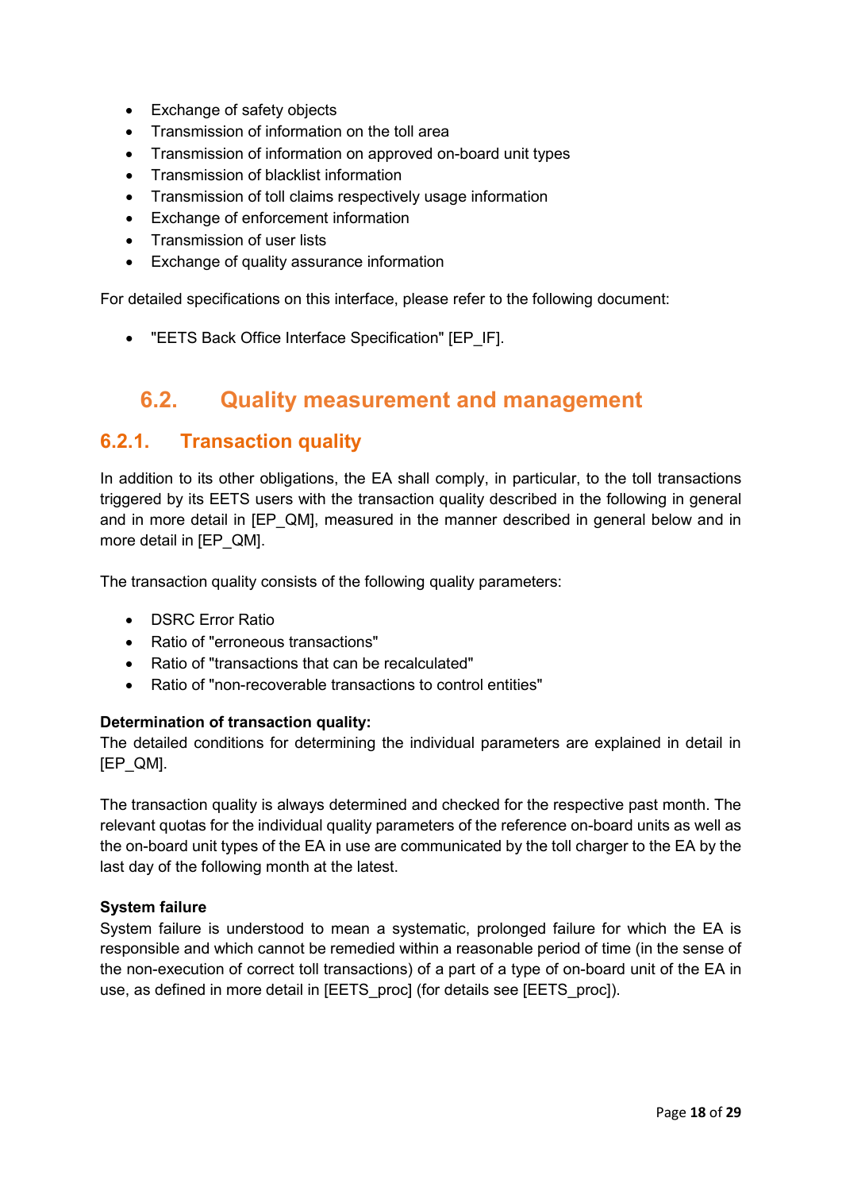- Exchange of safety objects
- Transmission of information on the toll area
- Transmission of information on approved on-board unit types
- Transmission of blacklist information
- Transmission of toll claims respectively usage information
- Exchange of enforcement information
- Transmission of user lists
- Exchange of quality assurance information

For detailed specifications on this interface, please refer to the following document:

- "EETS Back Office Interface Specification" [EP_IF].

## 6.2. Quality measurement and management

### 6.2.1. Transaction quality

In addition to its other obligations, the EA shall comply, in particular, to the toll transactions triggered by its EETS users with the transaction quality described in the following in general and in more detail in [EP_QM], measured in the manner described in general below and in more detail in [EP_QM].

The transaction quality consists of the following quality parameters:

- DSRC Error Ratio
- Ratio of "erroneous transactions"
- Ratio of "transactions that can be recalculated"
- Ratio of "non-recoverable transactions to control entities"

**Determination of transaction quality:**
The detailed conditions for determining the individual parameters are explained in detail in [EP_QM].

The transaction quality is always determined and checked for the respective past month. The relevant quotas for the individual quality parameters of the reference on-board units as well as the on-board unit types of the EA in use are communicated by the toll charger to the EA by the last day of the following month at the latest.

**System failure**
System failure is understood to mean a systematic, prolonged failure for which the EA is responsible and which cannot be remedied within a reasonable period of time (in the sense of the non-execution of correct toll transactions) of a part of a type of on-board unit of the EA in use, as defined in more detail in [EETS_proc] (for details see [EETS_proc]).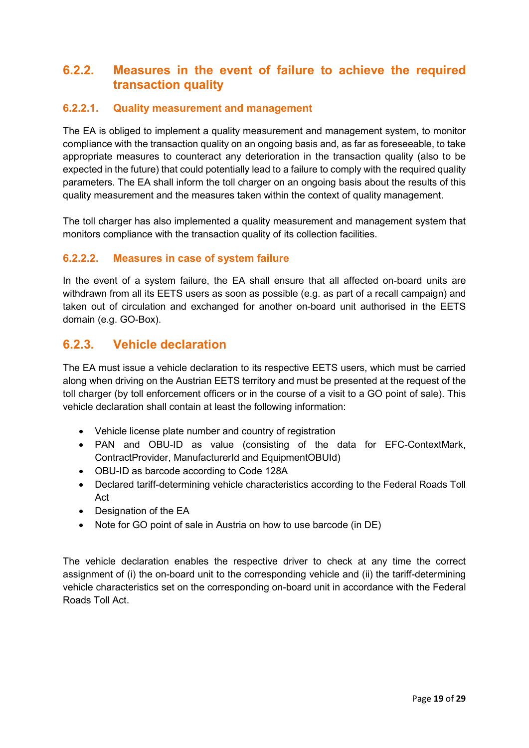### 6.2.2. Measures in the event of failure to achieve the required transaction quality

#### 6.2.2.1. Quality measurement and management

The EA is obliged to implement a quality measurement and management system, to monitor compliance with the transaction quality on an ongoing basis and, as far as foreseeable, to take appropriate measures to counteract any deterioration in the transaction quality (also to be expected in the future) that could potentially lead to a failure to comply with the required quality parameters. The EA shall inform the toll charger on an ongoing basis about the results of this quality measurement and the measures taken within the context of quality management.

The toll charger has also implemented a quality measurement and management system that monitors compliance with the transaction quality of its collection facilities.

#### 6.2.2.2. Measures in case of system failure

In the event of a system failure, the EA shall ensure that all affected on-board units are withdrawn from all its EETS users as soon as possible (e.g. as part of a recall campaign) and taken out of circulation and exchanged for another on-board unit authorised in the EETS domain (e.g. GO-Box).

### 6.2.3. Vehicle declaration

The EA must issue a vehicle declaration to its respective EETS users, which must be carried along when driving on the Austrian EETS territory and must be presented at the request of the toll charger (by toll enforcement officers or in the course of a visit to a GO point of sale). This vehicle declaration shall contain at least the following information:

- Vehicle license plate number and country of registration
- PAN and OBU-ID as value (consisting of the data for EFC-ContextMark, ContractProvider, ManufacturerId and EquipmentOBUId)
- OBU-ID as barcode according to Code 128A
- Declared tariff-determining vehicle characteristics according to the Federal Roads Toll Act
- Designation of the EA
- Note for GO point of sale in Austria on how to use barcode (in DE)

The vehicle declaration enables the respective driver to check at any time the correct assignment of (i) the on-board unit to the corresponding vehicle and (ii) the tariff-determining vehicle characteristics set on the corresponding on-board unit in accordance with the Federal Roads Toll Act.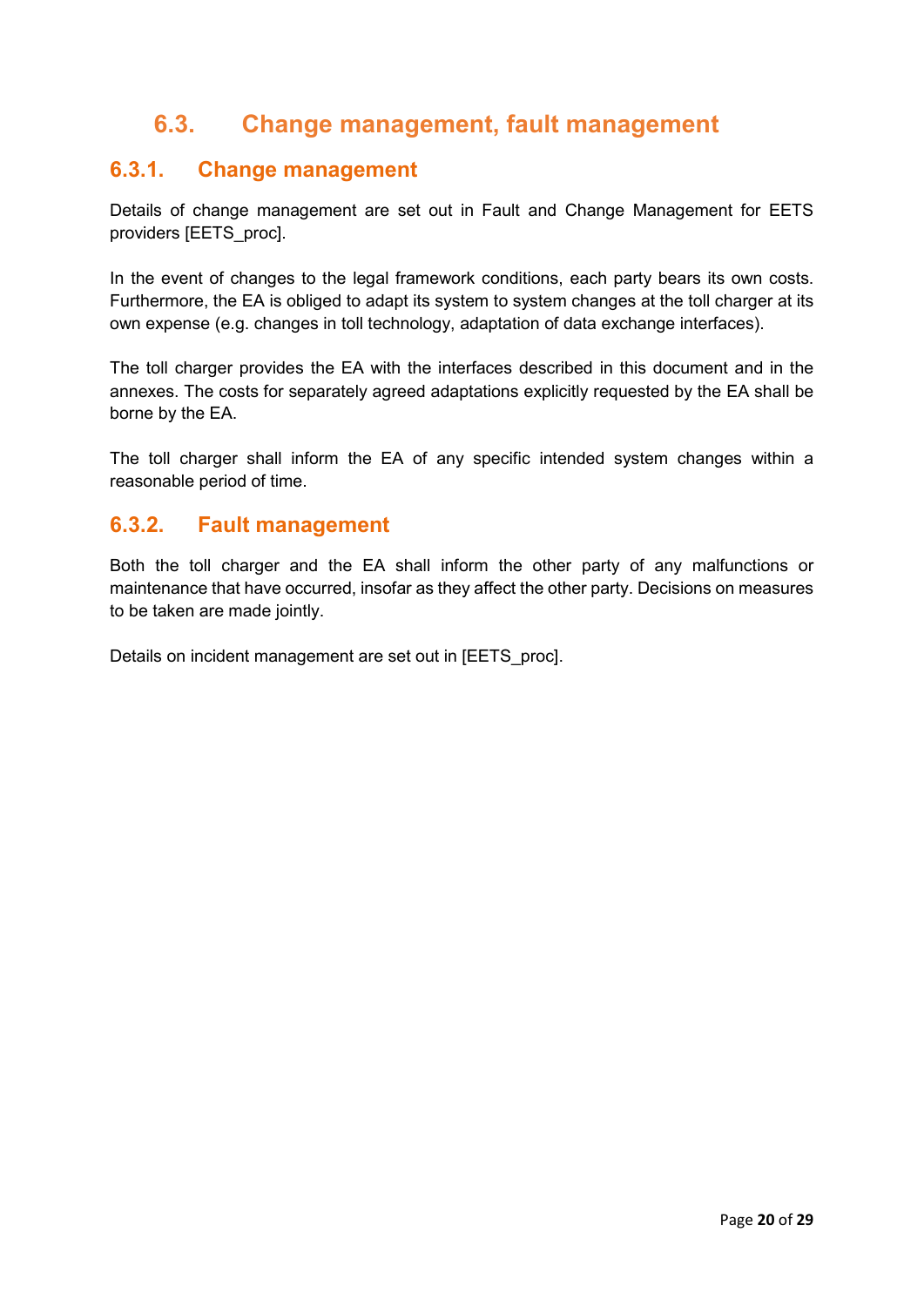## 6.3. Change management, fault management

### 6.3.1. Change management

Details of change management are set out in Fault and Change Management for EETS providers [EETS_proc].

In the event of changes to the legal framework conditions, each party bears its own costs. Furthermore, the EA is obliged to adapt its system to system changes at the toll charger at its own expense (e.g. changes in toll technology, adaptation of data exchange interfaces).

The toll charger provides the EA with the interfaces described in this document and in the annexes. The costs for separately agreed adaptations explicitly requested by the EA shall be borne by the EA.

The toll charger shall inform the EA of any specific intended system changes within a reasonable period of time.

### 6.3.2. Fault management

Both the toll charger and the EA shall inform the other party of any malfunctions or maintenance that have occurred, insofar as they affect the other party. Decisions on measures to be taken are made jointly.

Details on incident management are set out in [EETS_proc].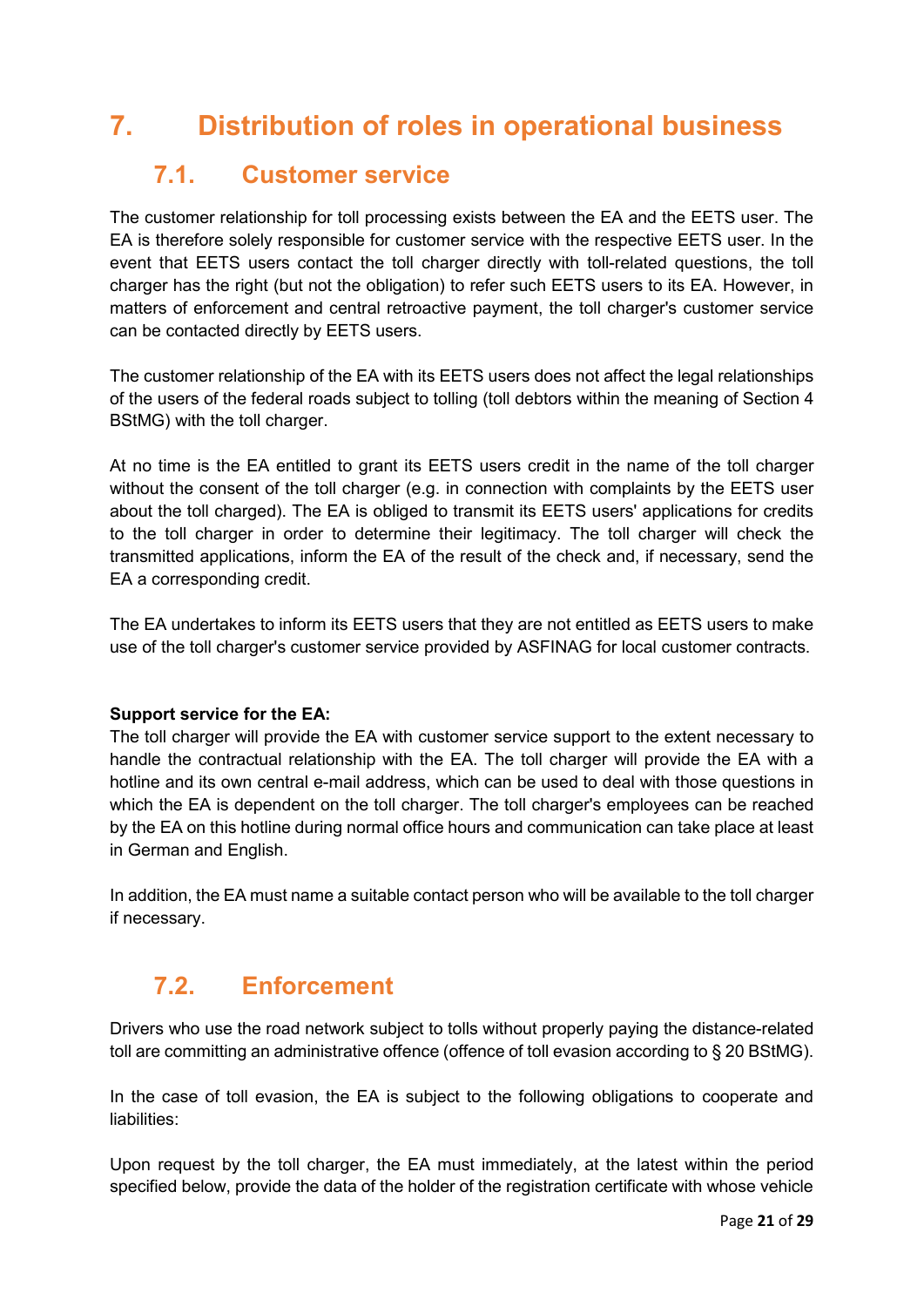# 7. Distribution of roles in operational business

## 7.1. Customer service

The customer relationship for toll processing exists between the EA and the EETS user. The EA is therefore solely responsible for customer service with the respective EETS user. In the event that EETS users contact the toll charger directly with toll-related questions, the toll charger has the right (but not the obligation) to refer such EETS users to its EA. However, in matters of enforcement and central retroactive payment, the toll charger's customer service can be contacted directly by EETS users.

The customer relationship of the EA with its EETS users does not affect the legal relationships of the users of the federal roads subject to tolling (toll debtors within the meaning of Section 4 BStMG) with the toll charger.

At no time is the EA entitled to grant its EETS users credit in the name of the toll charger without the consent of the toll charger (e.g. in connection with complaints by the EETS user about the toll charged). The EA is obliged to transmit its EETS users' applications for credits to the toll charger in order to determine their legitimacy. The toll charger will check the transmitted applications, inform the EA of the result of the check and, if necessary, send the EA a corresponding credit.

The EA undertakes to inform its EETS users that they are not entitled as EETS users to make use of the toll charger's customer service provided by ASFINAG for local customer contracts.

**Support service for the EA:**
The toll charger will provide the EA with customer service support to the extent necessary to handle the contractual relationship with the EA. The toll charger will provide the EA with a hotline and its own central e-mail address, which can be used to deal with those questions in which the EA is dependent on the toll charger. The toll charger's employees can be reached by the EA on this hotline during normal office hours and communication can take place at least in German and English.

In addition, the EA must name a suitable contact person who will be available to the toll charger if necessary.

## 7.2. Enforcement

Drivers who use the road network subject to tolls without properly paying the distance-related toll are committing an administrative offence (offence of toll evasion according to § 20 BStMG).

In the case of toll evasion, the EA is subject to the following obligations to cooperate and liabilities:

Upon request by the toll charger, the EA must immediately, at the latest within the period specified below, provide the data of the holder of the registration certificate with whose vehicle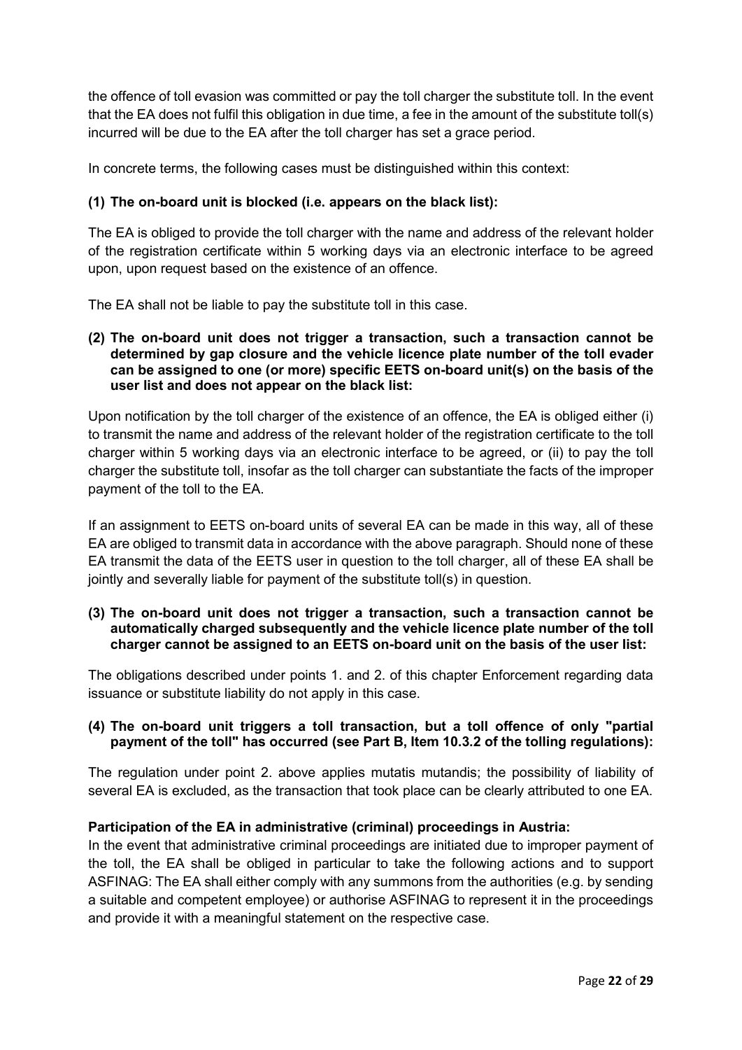the offence of toll evasion was committed or pay the toll charger the substitute toll. In the event that the EA does not fulfil this obligation in due time, a fee in the amount of the substitute toll(s) incurred will be due to the EA after the toll charger has set a grace period.

In concrete terms, the following cases must be distinguished within this context:

**(1) The on-board unit is blocked (i.e. appears on the black list):**

The EA is obliged to provide the toll charger with the name and address of the relevant holder of the registration certificate within 5 working days via an electronic interface to be agreed upon, upon request based on the existence of an offence.

The EA shall not be liable to pay the substitute toll in this case.

**(2) The on-board unit does not trigger a transaction, such a transaction cannot be determined by gap closure and the vehicle licence plate number of the toll evader can be assigned to one (or more) specific EETS on-board unit(s) on the basis of the user list and does not appear on the black list:**

Upon notification by the toll charger of the existence of an offence, the EA is obliged either (i) to transmit the name and address of the relevant holder of the registration certificate to the toll charger within 5 working days via an electronic interface to be agreed, or (ii) to pay the toll charger the substitute toll, insofar as the toll charger can substantiate the facts of the improper payment of the toll to the EA.

If an assignment to EETS on-board units of several EA can be made in this way, all of these EA are obliged to transmit data in accordance with the above paragraph. Should none of these EA transmit the data of the EETS user in question to the toll charger, all of these EA shall be jointly and severally liable for payment of the substitute toll(s) in question.

**(3) The on-board unit does not trigger a transaction, such a transaction cannot be automatically charged subsequently and the vehicle licence plate number of the toll charger cannot be assigned to an EETS on-board unit on the basis of the user list:**

The obligations described under points 1. and 2. of this chapter Enforcement regarding data issuance or substitute liability do not apply in this case.

**(4) The on-board unit triggers a toll transaction, but a toll offence of only "partial payment of the toll" has occurred (see Part B, Item 10.3.2 of the tolling regulations):**

The regulation under point 2. above applies mutatis mutandis; the possibility of liability of several EA is excluded, as the transaction that took place can be clearly attributed to one EA.

**Participation of the EA in administrative (criminal) proceedings in Austria:**

In the event that administrative criminal proceedings are initiated due to improper payment of the toll, the EA shall be obliged in particular to take the following actions and to support ASFINAG: The EA shall either comply with any summons from the authorities (e.g. by sending a suitable and competent employee) or authorise ASFINAG to represent it in the proceedings and provide it with a meaningful statement on the respective case.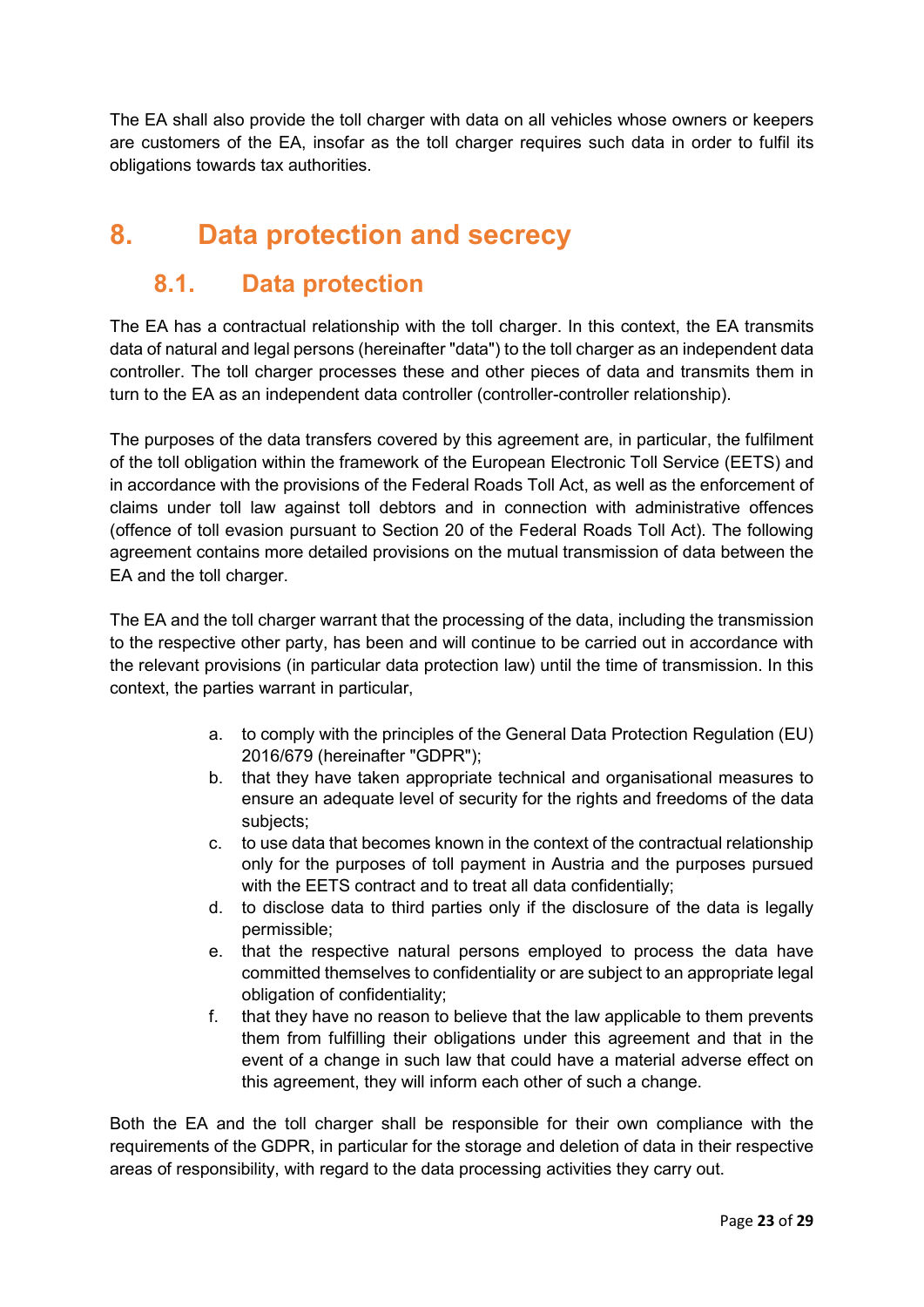The EA shall also provide the toll charger with data on all vehicles whose owners or keepers are customers of the EA, insofar as the toll charger requires such data in order to fulfil its obligations towards tax authorities.

# 8. Data protection and secrecy

## 8.1. Data protection

The EA has a contractual relationship with the toll charger. In this context, the EA transmits data of natural and legal persons (hereinafter "data") to the toll charger as an independent data controller. The toll charger processes these and other pieces of data and transmits them in turn to the EA as an independent data controller (controller-controller relationship).

The purposes of the data transfers covered by this agreement are, in particular, the fulfilment of the toll obligation within the framework of the European Electronic Toll Service (EETS) and in accordance with the provisions of the Federal Roads Toll Act, as well as the enforcement of claims under toll law against toll debtors and in connection with administrative offences (offence of toll evasion pursuant to Section 20 of the Federal Roads Toll Act). The following agreement contains more detailed provisions on the mutual transmission of data between the EA and the toll charger.

The EA and the toll charger warrant that the processing of the data, including the transmission to the respective other party, has been and will continue to be carried out in accordance with the relevant provisions (in particular data protection law) until the time of transmission. In this context, the parties warrant in particular,

a. to comply with the principles of the General Data Protection Regulation (EU) 2016/679 (hereinafter "GDPR");
b. that they have taken appropriate technical and organisational measures to ensure an adequate level of security for the rights and freedoms of the data subjects;
c. to use data that becomes known in the context of the contractual relationship only for the purposes of toll payment in Austria and the purposes pursued with the EETS contract and to treat all data confidentially;
d. to disclose data to third parties only if the disclosure of the data is legally permissible;
e. that the respective natural persons employed to process the data have committed themselves to confidentiality or are subject to an appropriate legal obligation of confidentiality;
f. that they have no reason to believe that the law applicable to them prevents them from fulfilling their obligations under this agreement and that in the event of a change in such law that could have a material adverse effect on this agreement, they will inform each other of such a change.

Both the EA and the toll charger shall be responsible for their own compliance with the requirements of the GDPR, in particular for the storage and deletion of data in their respective areas of responsibility, with regard to the data processing activities they carry out.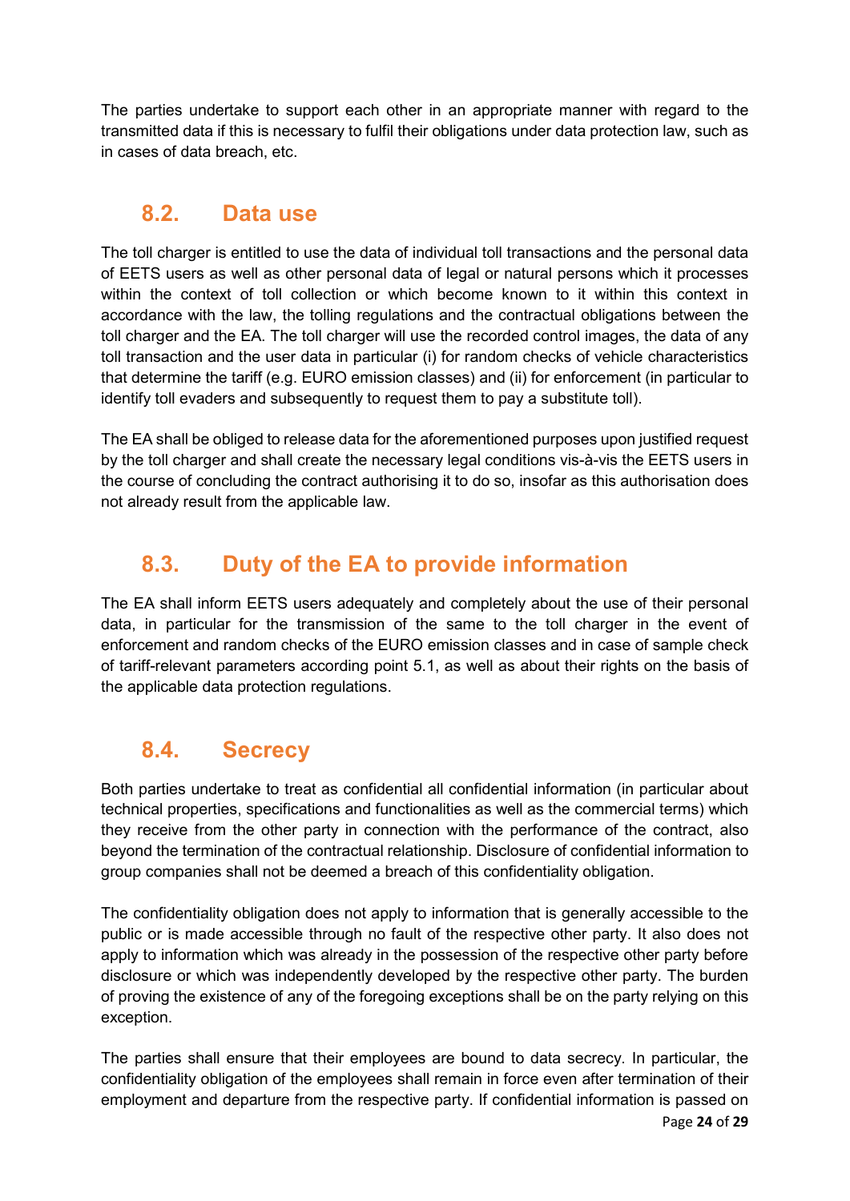The parties undertake to support each other in an appropriate manner with regard to the transmitted data if this is necessary to fulfil their obligations under data protection law, such as in cases of data breach, etc.

## 8.2. Data use

The toll charger is entitled to use the data of individual toll transactions and the personal data of EETS users as well as other personal data of legal or natural persons which it processes within the context of toll collection or which become known to it within this context in accordance with the law, the tolling regulations and the contractual obligations between the toll charger and the EA. The toll charger will use the recorded control images, the data of any toll transaction and the user data in particular (i) for random checks of vehicle characteristics that determine the tariff (e.g. EURO emission classes) and (ii) for enforcement (in particular to identify toll evaders and subsequently to request them to pay a substitute toll).

The EA shall be obliged to release data for the aforementioned purposes upon justified request by the toll charger and shall create the necessary legal conditions vis-à-vis the EETS users in the course of concluding the contract authorising it to do so, insofar as this authorisation does not already result from the applicable law.

## 8.3. Duty of the EA to provide information

The EA shall inform EETS users adequately and completely about the use of their personal data, in particular for the transmission of the same to the toll charger in the event of enforcement and random checks of the EURO emission classes and in case of sample check of tariff-relevant parameters according point 5.1, as well as about their rights on the basis of the applicable data protection regulations.

## 8.4. Secrecy

Both parties undertake to treat as confidential all confidential information (in particular about technical properties, specifications and functionalities as well as the commercial terms) which they receive from the other party in connection with the performance of the contract, also beyond the termination of the contractual relationship. Disclosure of confidential information to group companies shall not be deemed a breach of this confidentiality obligation.

The confidentiality obligation does not apply to information that is generally accessible to the public or is made accessible through no fault of the respective other party. It also does not apply to information which was already in the possession of the respective other party before disclosure or which was independently developed by the respective other party. The burden of proving the existence of any of the foregoing exceptions shall be on the party relying on this exception.

The parties shall ensure that their employees are bound to data secrecy. In particular, the confidentiality obligation of the employees shall remain in force even after termination of their employment and departure from the respective party. If confidential information is passed on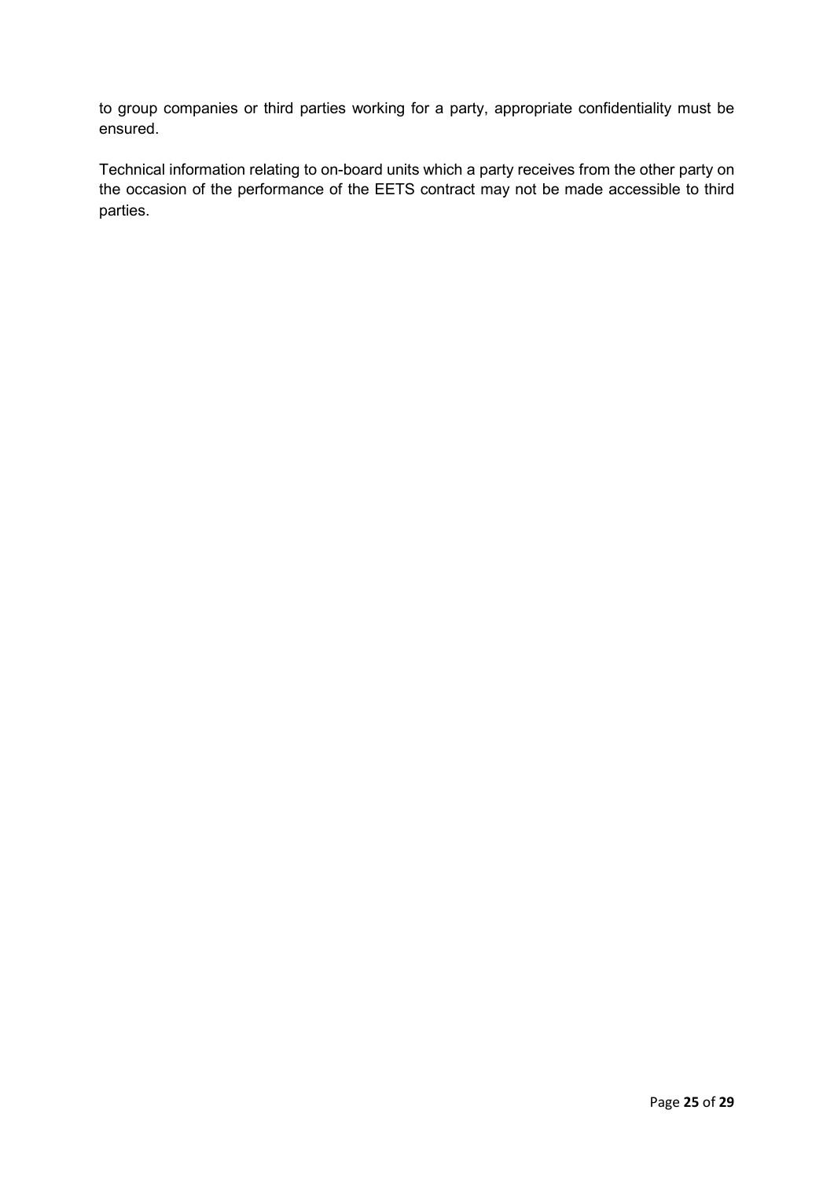to group companies or third parties working for a party, appropriate confidentiality must be ensured.

Technical information relating to on-board units which a party receives from the other party on the occasion of the performance of the EETS contract may not be made accessible to third parties.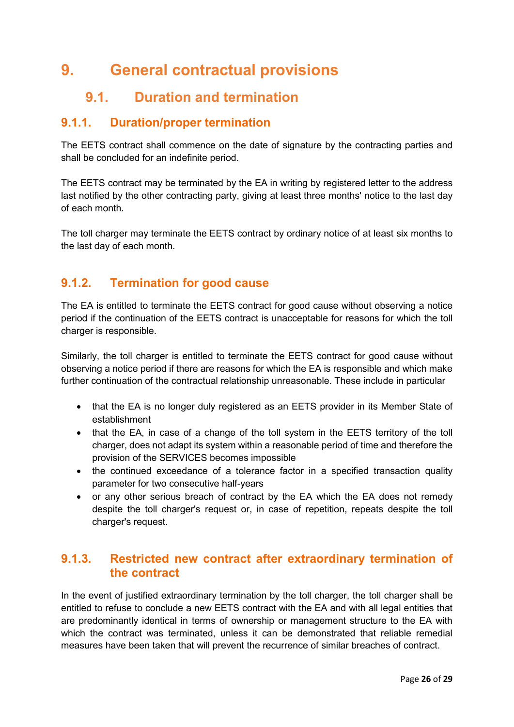# 9. General contractual provisions

## 9.1. Duration and termination

### 9.1.1. Duration/proper termination

The EETS contract shall commence on the date of signature by the contracting parties and shall be concluded for an indefinite period.

The EETS contract may be terminated by the EA in writing by registered letter to the address last notified by the other contracting party, giving at least three months' notice to the last day of each month.

The toll charger may terminate the EETS contract by ordinary notice of at least six months to the last day of each month.

### 9.1.2. Termination for good cause

The EA is entitled to terminate the EETS contract for good cause without observing a notice period if the continuation of the EETS contract is unacceptable for reasons for which the toll charger is responsible.

Similarly, the toll charger is entitled to terminate the EETS contract for good cause without observing a notice period if there are reasons for which the EA is responsible and which make further continuation of the contractual relationship unreasonable. These include in particular

- that the EA is no longer duly registered as an EETS provider in its Member State of establishment
- that the EA, in case of a change of the toll system in the EETS territory of the toll charger, does not adapt its system within a reasonable period of time and therefore the provision of the SERVICES becomes impossible
- the continued exceedance of a tolerance factor in a specified transaction quality parameter for two consecutive half-years
- or any other serious breach of contract by the EA which the EA does not remedy despite the toll charger's request or, in case of repetition, repeats despite the toll charger's request.

### 9.1.3. Restricted new contract after extraordinary termination of the contract

In the event of justified extraordinary termination by the toll charger, the toll charger shall be entitled to refuse to conclude a new EETS contract with the EA and with all legal entities that are predominantly identical in terms of ownership or management structure to the EA with which the contract was terminated, unless it can be demonstrated that reliable remedial measures have been taken that will prevent the recurrence of similar breaches of contract.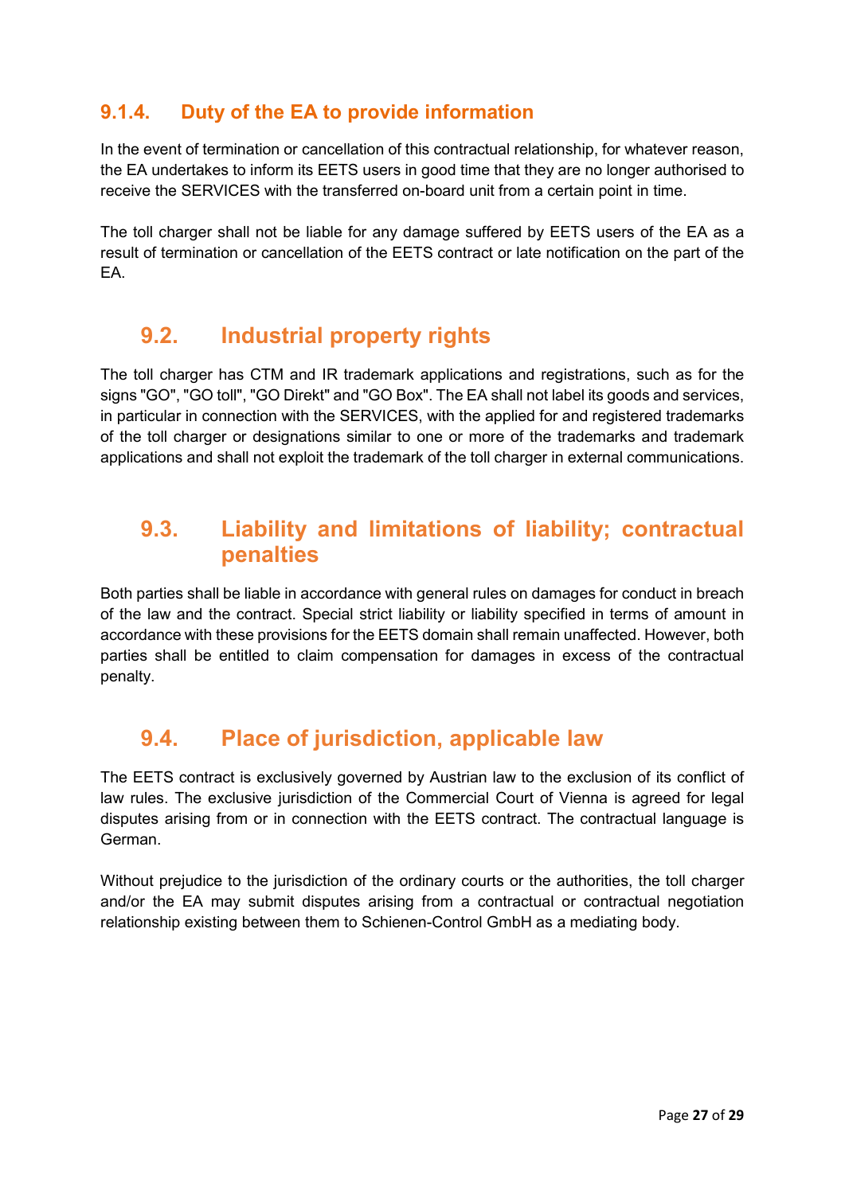### 9.1.4. Duty of the EA to provide information

In the event of termination or cancellation of this contractual relationship, for whatever reason, the EA undertakes to inform its EETS users in good time that they are no longer authorised to receive the SERVICES with the transferred on-board unit from a certain point in time.

The toll charger shall not be liable for any damage suffered by EETS users of the EA as a result of termination or cancellation of the EETS contract or late notification on the part of the EA.

## 9.2. Industrial property rights

The toll charger has CTM and IR trademark applications and registrations, such as for the signs "GO", "GO toll", "GO Direkt" and "GO Box". The EA shall not label its goods and services, in particular in connection with the SERVICES, with the applied for and registered trademarks of the toll charger or designations similar to one or more of the trademarks and trademark applications and shall not exploit the trademark of the toll charger in external communications.

## 9.3. Liability and limitations of liability; contractual penalties

Both parties shall be liable in accordance with general rules on damages for conduct in breach of the law and the contract. Special strict liability or liability specified in terms of amount in accordance with these provisions for the EETS domain shall remain unaffected. However, both parties shall be entitled to claim compensation for damages in excess of the contractual penalty.

## 9.4. Place of jurisdiction, applicable law

The EETS contract is exclusively governed by Austrian law to the exclusion of its conflict of law rules. The exclusive jurisdiction of the Commercial Court of Vienna is agreed for legal disputes arising from or in connection with the EETS contract. The contractual language is German.

Without prejudice to the jurisdiction of the ordinary courts or the authorities, the toll charger and/or the EA may submit disputes arising from a contractual or contractual negotiation relationship existing between them to Schienen-Control GmbH as a mediating body.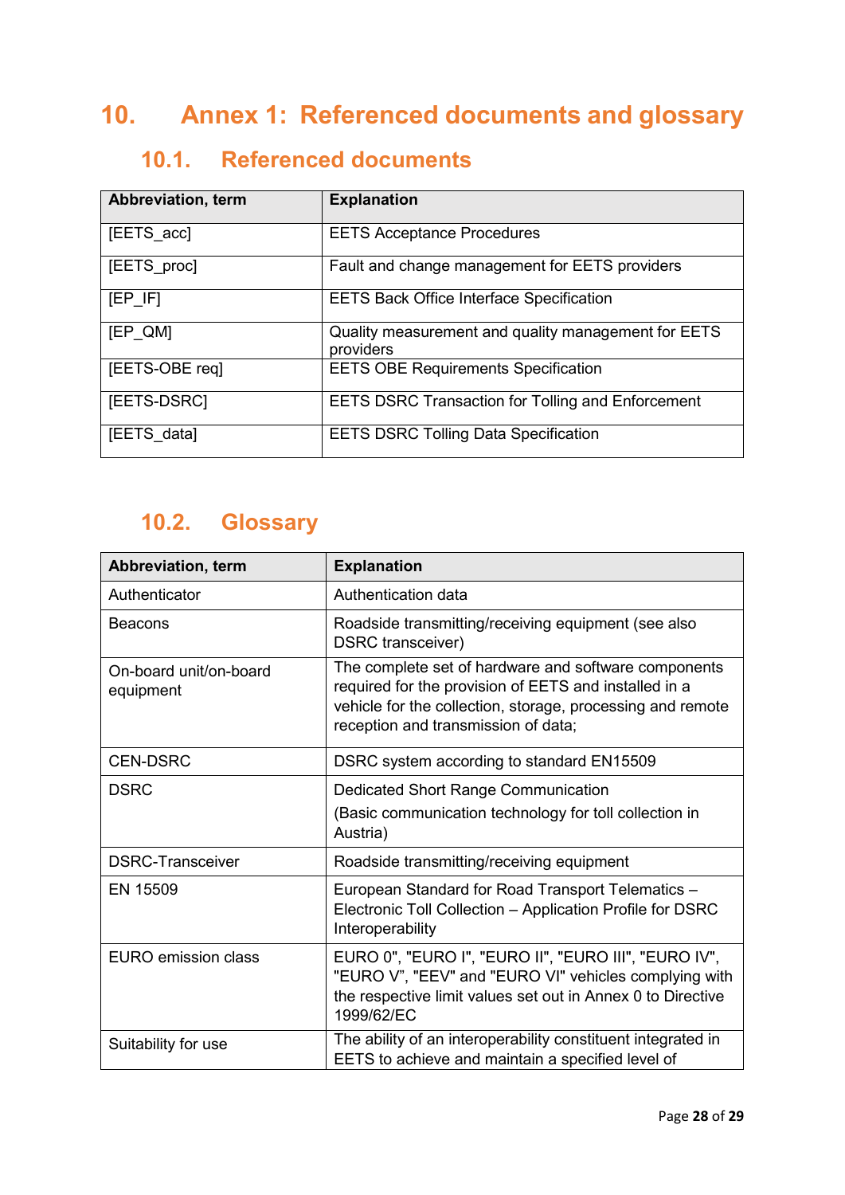# 10. Annex 1: Referenced documents and glossary

## 10.1. Referenced documents

| Abbreviation, term | Explanation |
| --- | --- |
| [EETS_acc] | EETS Acceptance Procedures |
| [EETS_proc] | Fault and change management for EETS providers |
| [EP_IF] | EETS Back Office Interface Specification |
| [EP_QM] | Quality measurement and quality management for EETS providers |
| [EETS-OBE req] | EETS OBE Requirements Specification |
| [EETS-DSRC] | EETS DSRC Transaction for Tolling and Enforcement |
| [EETS_data] | EETS DSRC Tolling Data Specification |

## 10.2. Glossary

| Abbreviation, term | Explanation |
| --- | --- |
| Authenticator | Authentication data |
| Beacons | Roadside transmitting/receiving equipment (see also DSRC transceiver) |
| On-board unit/on-board equipment | The complete set of hardware and software components required for the provision of EETS and installed in a vehicle for the collection, storage, processing and remote reception and transmission of data; |
| CEN-DSRC | DSRC system according to standard EN15509 |
| DSRC | Dedicated Short Range Communication<br>(Basic communication technology for toll collection in Austria) |
| DSRC-Transceiver | Roadside transmitting/receiving equipment |
| EN 15509 | European Standard for Road Transport Telematics – Electronic Toll Collection – Application Profile for DSRC Interoperability |
| EURO emission class | EURO 0", "EURO I", "EURO II", "EURO III", "EURO IV", "EURO V", "EEV" and "EURO VI" vehicles complying with the respective limit values set out in Annex 0 to Directive 1999/62/EC |
| Suitability for use | The ability of an interoperability constituent integrated in EETS to achieve and maintain a specified level of |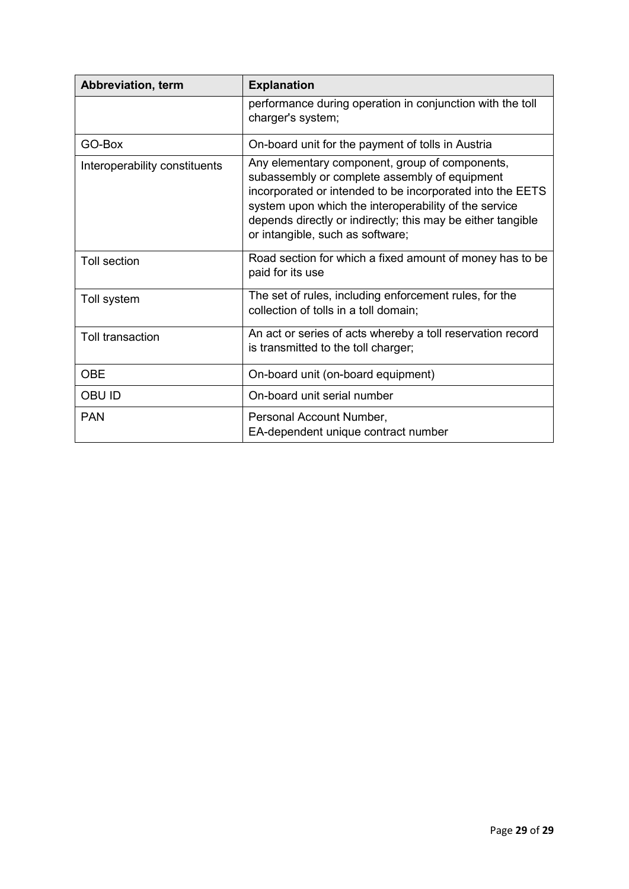| Abbreviation, term | Explanation |
|---|---|
| | performance during operation in conjunction with the toll charger's system; |
| GO-Box | On-board unit for the payment of tolls in Austria |
| Interoperability constituents | Any elementary component, group of components, subassembly or complete assembly of equipment incorporated or intended to be incorporated into the EETS system upon which the interoperability of the service depends directly or indirectly; this may be either tangible or intangible, such as software; |
| Toll section | Road section for which a fixed amount of money has to be paid for its use |
| Toll system | The set of rules, including enforcement rules, for the collection of tolls in a toll domain; |
| Toll transaction | An act or series of acts whereby a toll reservation record is transmitted to the toll charger; |
| OBE | On-board unit (on-board equipment) |
| OBU ID | On-board unit serial number |
| PAN | Personal Account Number,<br>EA-dependent unique contract number |